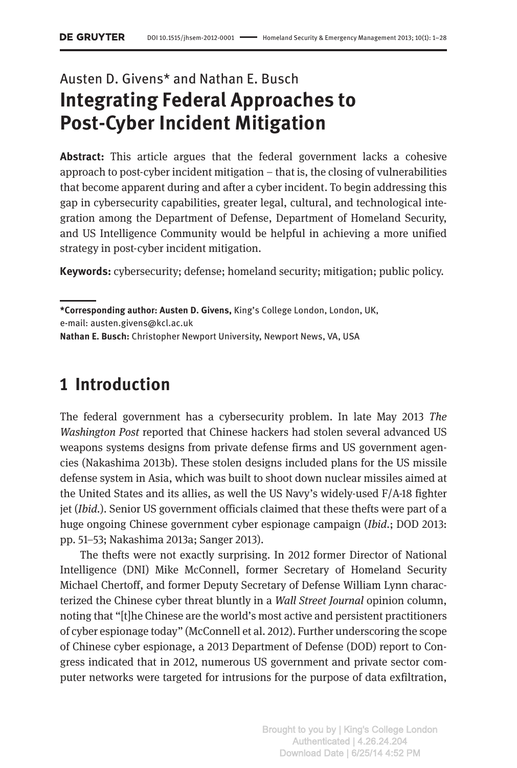Austen D. Givens* and Nathan E. Busch

# Integrating Federal Approaches to Post-Cyber Incident Mitigation

**Abstract:** This article argues that the federal government lacks a cohesive approach to post-cyber incident mitigation – that is, the closing of vulnerabilities that become apparent during and after a cyber incident. To begin addressing this gap in cybersecurity capabilities, greater legal, cultural, and technological integration among the Department of Defense, Department of Homeland Security, and US Intelligence Community would be helpful in achieving a more unified strategy in post-cyber incident mitigation.

**Keywords:** cybersecurity; defense; homeland security; mitigation; public policy.

**\*Corresponding author: Austen D. Givens,** King's College London, London, UK, e-mail: austen.givens@kcl.ac.uk

**Nathan E. Busch:** Christopher Newport University, Newport News, VA, USA

## 1 Introduction

The federal government has a cybersecurity problem. In late May 2013 *The Washington Post* reported that Chinese hackers had stolen several advanced US weapons systems designs from private defense firms and US government agencies (Nakashima 2013b). These stolen designs included plans for the US missile defense system in Asia, which was built to shoot down nuclear missiles aimed at the United States and its allies, as well the US Navy's widely-used F/A-18 fighter jet (*Ibid.*). Senior US government officials claimed that these thefts were part of a huge ongoing Chinese government cyber espionage campaign (*Ibid.*; DOD 2013: pp. 51–53; Nakashima 2013a; Sanger 2013).

The thefts were not exactly surprising. In 2012 former Director of National Intelligence (DNI) Mike McConnell, former Secretary of Homeland Security Michael Chertoff, and former Deputy Secretary of Defense William Lynn characterized the Chinese cyber threat bluntly in a *Wall Street Journal* opinion column, noting that "[t]he Chinese are the world's most active and persistent practitioners of cyber espionage today" (McConnell et al. 2012). Further underscoring the scope of Chinese cyber espionage, a 2013 Department of Defense (DOD) report to Congress indicated that in 2012, numerous US government and private sector computer networks were targeted for intrusions for the purpose of data exfiltration,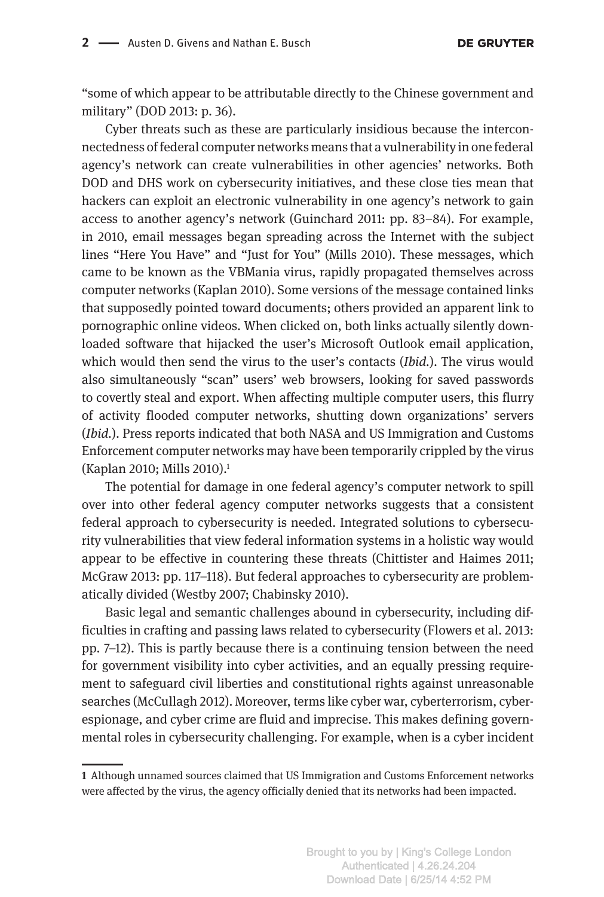"some of which appear to be attributable directly to the Chinese government and military" (DOD 2013: p. 36).

Cyber threats such as these are particularly insidious because the interconnectedness of federal computer networks means that a vulnerability in one federal agency's network can create vulnerabilities in other agencies' networks. Both DOD and DHS work on cybersecurity initiatives, and these close ties mean that hackers can exploit an electronic vulnerability in one agency's network to gain access to another agency's network (Guinchard 2011: pp. 83–84). For example, in 2010, email messages began spreading across the Internet with the subject lines "Here You Have" and "Just for You" (Mills 2010). These messages, which came to be known as the VBMania virus, rapidly propagated themselves across computer networks (Kaplan 2010). Some versions of the message contained links that supposedly pointed toward documents; others provided an apparent link to pornographic online videos. When clicked on, both links actually silently downloaded software that hijacked the user's Microsoft Outlook email application, which would then send the virus to the user's contacts (*Ibid.*). The virus would also simultaneously "scan" users' web browsers, looking for saved passwords to covertly steal and export. When affecting multiple computer users, this flurry of activity flooded computer networks, shutting down organizations' servers (*Ibid.*). Press reports indicated that both NASA and US Immigration and Customs Enforcement computer networks may have been temporarily crippled by the virus (Kaplan 2010; Mills 2010).[1]

The potential for damage in one federal agency's computer network to spill over into other federal agency computer networks suggests that a consistent federal approach to cybersecurity is needed. Integrated solutions to cybersecurity vulnerabilities that view federal information systems in a holistic way would appear to be effective in countering these threats (Chittister and Haimes 2011; McGraw 2013: pp. 117–118). But federal approaches to cybersecurity are problematically divided (Westby 2007; Chabinsky 2010).

Basic legal and semantic challenges abound in cybersecurity, including difficulties in crafting and passing laws related to cybersecurity (Flowers et al. 2013: pp. 7–12). This is partly because there is a continuing tension between the need for government visibility into cyber activities, and an equally pressing requirement to safeguard civil liberties and constitutional rights against unreasonable searches (McCullagh 2012). Moreover, terms like cyber war, cyberterrorism, cyberespionage, and cyber crime are fluid and imprecise. This makes defining governmental roles in cybersecurity challenging. For example, when is a cyber incident

---

1 Although unnamed sources claimed that US Immigration and Customs Enforcement networks were affected by the virus, the agency officially denied that its networks had been impacted.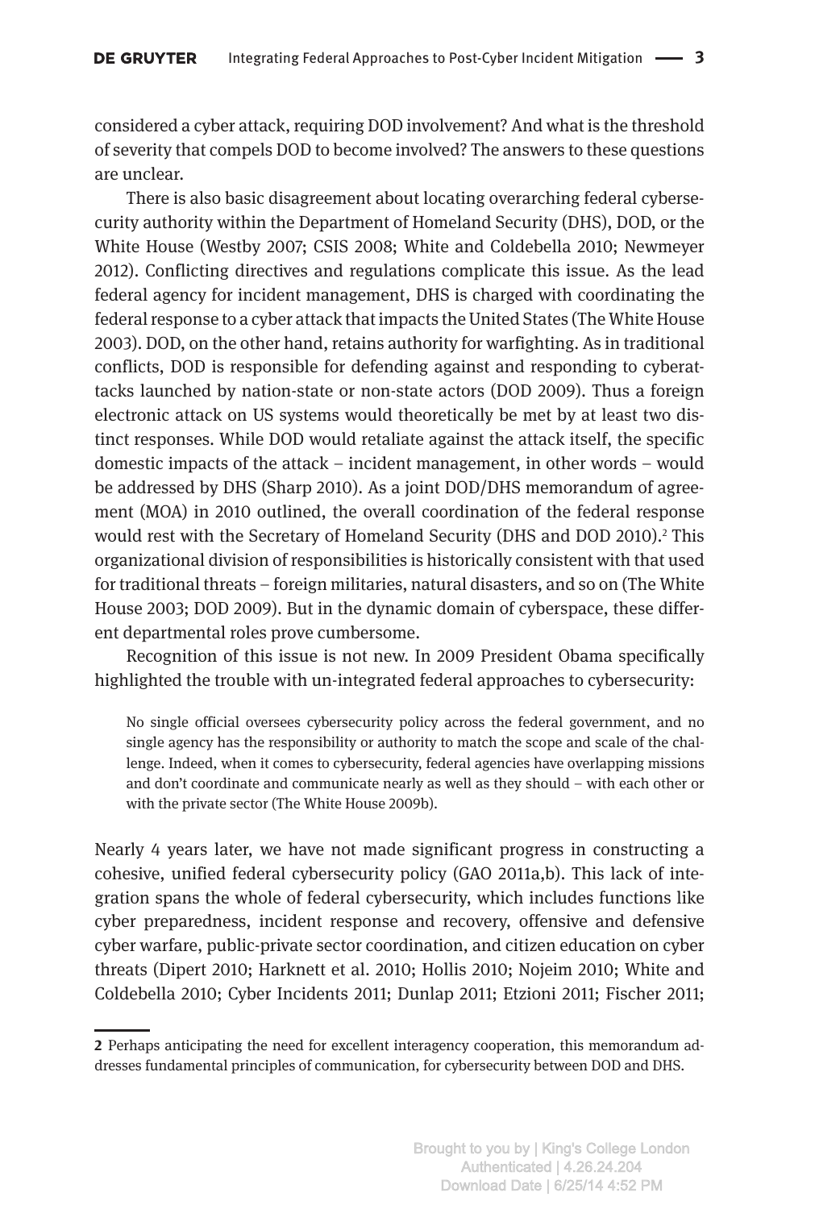considered a cyber attack, requiring DOD involvement? And what is the threshold of severity that compels DOD to become involved? The answers to these questions are unclear.

There is also basic disagreement about locating overarching federal cybersecurity authority within the Department of Homeland Security (DHS), DOD, or the White House (Westby 2007; CSIS 2008; White and Coldebella 2010; Newmeyer 2012). Conflicting directives and regulations complicate this issue. As the lead federal agency for incident management, DHS is charged with coordinating the federal response to a cyber attack that impacts the United States (The White House 2003). DOD, on the other hand, retains authority for warfighting. As in traditional conflicts, DOD is responsible for defending against and responding to cyberattacks launched by nation-state or non-state actors (DOD 2009). Thus a foreign electronic attack on US systems would theoretically be met by at least two distinct responses. While DOD would retaliate against the attack itself, the specific domestic impacts of the attack – incident management, in other words – would be addressed by DHS (Sharp 2010). As a joint DOD/DHS memorandum of agreement (MOA) in 2010 outlined, the overall coordination of the federal response would rest with the Secretary of Homeland Security (DHS and DOD 2010).[2] This organizational division of responsibilities is historically consistent with that used for traditional threats – foreign militaries, natural disasters, and so on (The White House 2003; DOD 2009). But in the dynamic domain of cyberspace, these different departmental roles prove cumbersome.

Recognition of this issue is not new. In 2009 President Obama specifically highlighted the trouble with un-integrated federal approaches to cybersecurity:

> No single official oversees cybersecurity policy across the federal government, and no single agency has the responsibility or authority to match the scope and scale of the challenge. Indeed, when it comes to cybersecurity, federal agencies have overlapping missions and don't coordinate and communicate nearly as well as they should – with each other or with the private sector (The White House 2009b).

Nearly 4 years later, we have not made significant progress in constructing a cohesive, unified federal cybersecurity policy (GAO 2011a,b). This lack of integration spans the whole of federal cybersecurity, which includes functions like cyber preparedness, incident response and recovery, offensive and defensive cyber warfare, public-private sector coordination, and citizen education on cyber threats (Dipert 2010; Harknett et al. 2010; Hollis 2010; Nojeim 2010; White and Coldebella 2010; Cyber Incidents 2011; Dunlap 2011; Etzioni 2011; Fischer 2011;

---

**2** Perhaps anticipating the need for excellent interagency cooperation, this memorandum addresses fundamental principles of communication, for cybersecurity between DOD and DHS.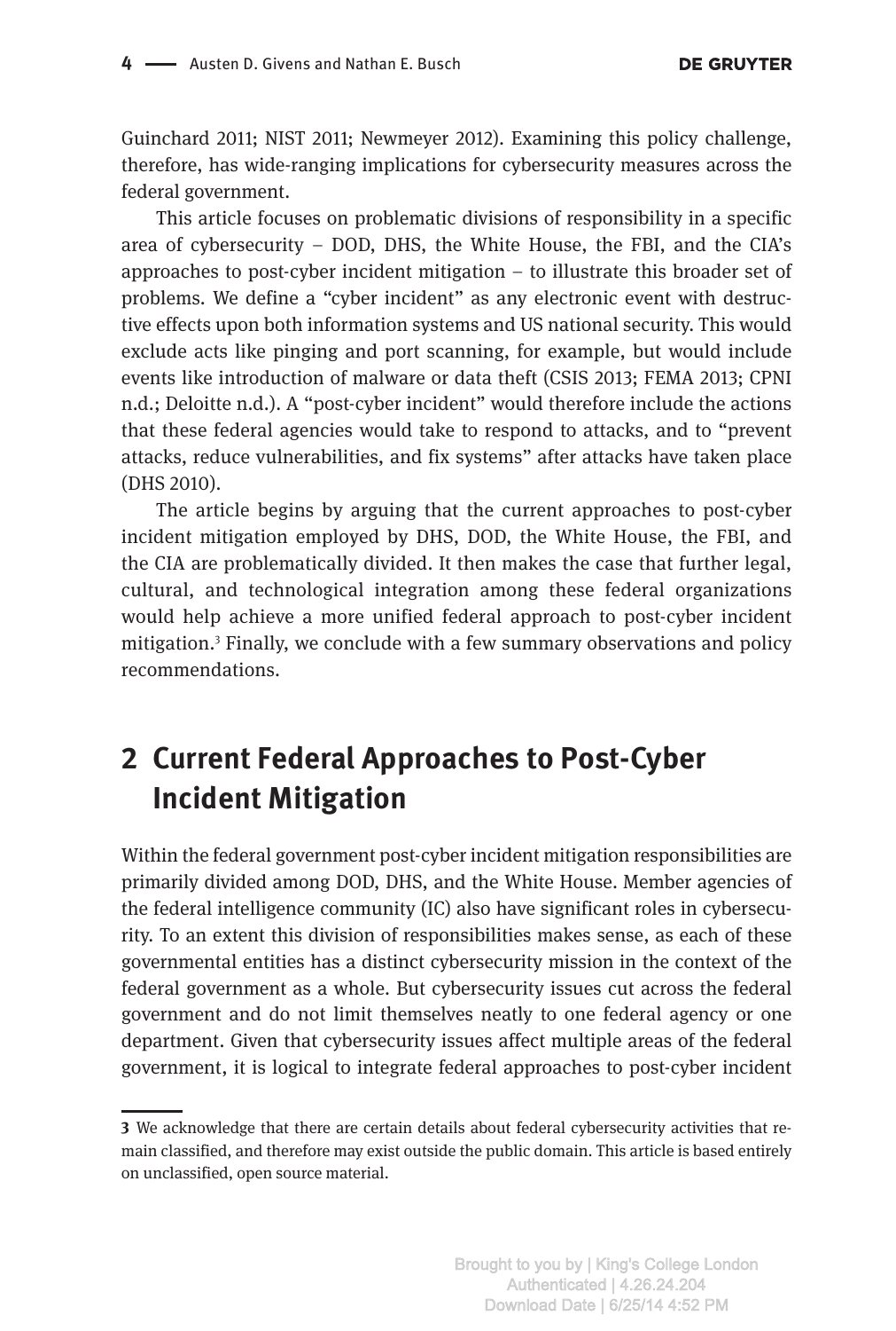Guinchard 2011; NIST 2011; Newmeyer 2012). Examining this policy challenge, therefore, has wide-ranging implications for cybersecurity measures across the federal government.

This article focuses on problematic divisions of responsibility in a specific area of cybersecurity – DOD, DHS, the White House, the FBI, and the CIA's approaches to post-cyber incident mitigation – to illustrate this broader set of problems. We define a "cyber incident" as any electronic event with destructive effects upon both information systems and US national security. This would exclude acts like pinging and port scanning, for example, but would include events like introduction of malware or data theft (CSIS 2013; FEMA 2013; CPNI n.d.; Deloitte n.d.). A "post-cyber incident" would therefore include the actions that these federal agencies would take to respond to attacks, and to "prevent attacks, reduce vulnerabilities, and fix systems" after attacks have taken place (DHS 2010).

The article begins by arguing that the current approaches to post-cyber incident mitigation employed by DHS, DOD, the White House, the FBI, and the CIA are problematically divided. It then makes the case that further legal, cultural, and technological integration among these federal organizations would help achieve a more unified federal approach to post-cyber incident mitigation.[3] Finally, we conclude with a few summary observations and policy recommendations.

## 2 Current Federal Approaches to Post-Cyber Incident Mitigation

Within the federal government post-cyber incident mitigation responsibilities are primarily divided among DOD, DHS, and the White House. Member agencies of the federal intelligence community (IC) also have significant roles in cybersecurity. To an extent this division of responsibilities makes sense, as each of these governmental entities has a distinct cybersecurity mission in the context of the federal government as a whole. But cybersecurity issues cut across the federal government and do not limit themselves neatly to one federal agency or one department. Given that cybersecurity issues affect multiple areas of the federal government, it is logical to integrate federal approaches to post-cyber incident

---

**3** We acknowledge that there are certain details about federal cybersecurity activities that remain classified, and therefore may exist outside the public domain. This article is based entirely on unclassified, open source material.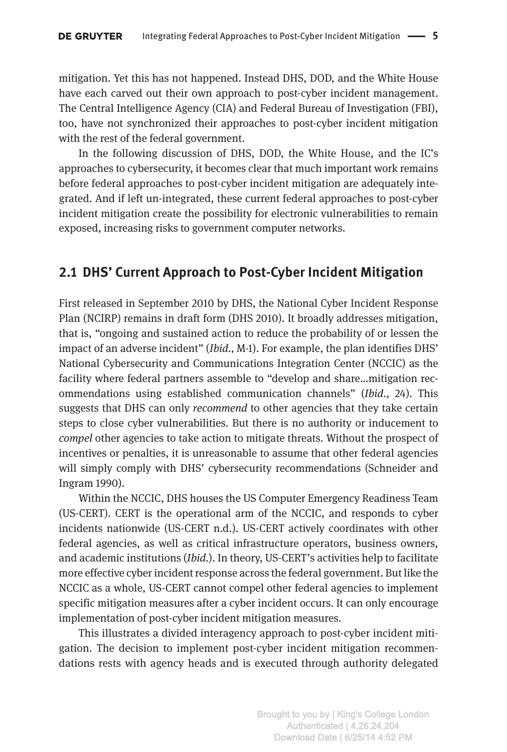mitigation. Yet this has not happened. Instead DHS, DOD, and the White House have each carved out their own approach to post-cyber incident management. The Central Intelligence Agency (CIA) and Federal Bureau of Investigation (FBI), too, have not synchronized their approaches to post-cyber incident mitigation with the rest of the federal government.

In the following discussion of DHS, DOD, the White House, and the IC's approaches to cybersecurity, it becomes clear that much important work remains before federal approaches to post-cyber incident mitigation are adequately integrated. And if left un-integrated, these current federal approaches to post-cyber incident mitigation create the possibility for electronic vulnerabilities to remain exposed, increasing risks to government computer networks.

## 2.1 DHS' Current Approach to Post-Cyber Incident Mitigation

First released in September 2010 by DHS, the National Cyber Incident Response Plan (NCIRP) remains in draft form (DHS 2010). It broadly addresses mitigation, that is, "ongoing and sustained action to reduce the probability of or lessen the impact of an adverse incident" (*Ibid.*, M-1). For example, the plan identifies DHS' National Cybersecurity and Communications Integration Center (NCCIC) as the facility where federal partners assemble to "develop and share...mitigation recommendations using established communication channels" (*Ibid.*, 24). This suggests that DHS can only *recommend* to other agencies that they take certain steps to close cyber vulnerabilities. But there is no authority or inducement to *compel* other agencies to take action to mitigate threats. Without the prospect of incentives or penalties, it is unreasonable to assume that other federal agencies will simply comply with DHS' cybersecurity recommendations (Schneider and Ingram 1990).

Within the NCCIC, DHS houses the US Computer Emergency Readiness Team (US-CERT). CERT is the operational arm of the NCCIC, and responds to cyber incidents nationwide (US-CERT n.d.). US-CERT actively coordinates with other federal agencies, as well as critical infrastructure operators, business owners, and academic institutions (*Ibid.*). In theory, US-CERT's activities help to facilitate more effective cyber incident response across the federal government. But like the NCCIC as a whole, US-CERT cannot compel other federal agencies to implement specific mitigation measures after a cyber incident occurs. It can only encourage implementation of post-cyber incident mitigation measures.

This illustrates a divided interagency approach to post-cyber incident mitigation. The decision to implement post-cyber incident mitigation recommendations rests with agency heads and is executed through authority delegated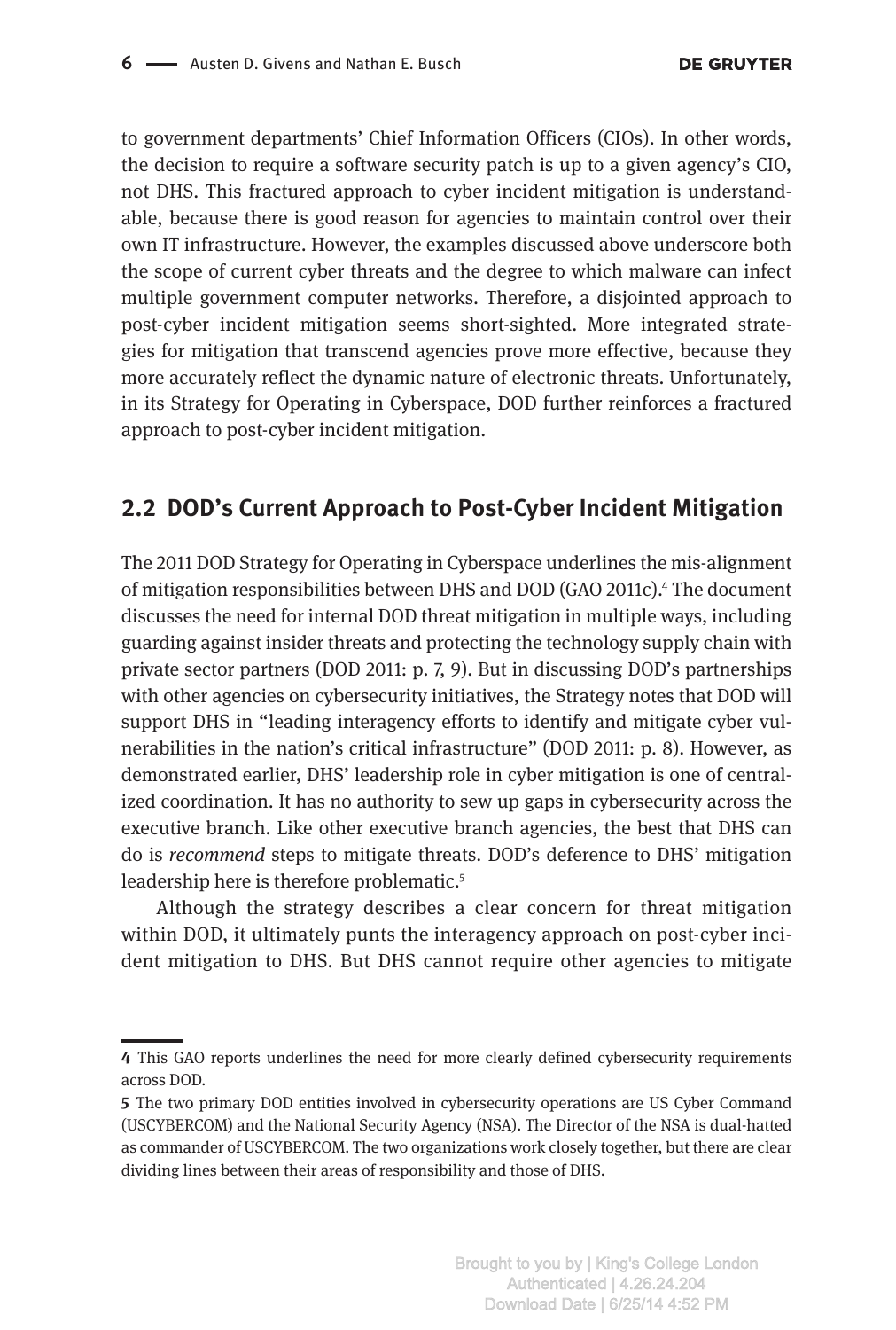to government departments' Chief Information Officers (CIOs). In other words, the decision to require a software security patch is up to a given agency's CIO, not DHS. This fractured approach to cyber incident mitigation is understandable, because there is good reason for agencies to maintain control over their own IT infrastructure. However, the examples discussed above underscore both the scope of current cyber threats and the degree to which malware can infect multiple government computer networks. Therefore, a disjointed approach to post-cyber incident mitigation seems short-sighted. More integrated strategies for mitigation that transcend agencies prove more effective, because they more accurately reflect the dynamic nature of electronic threats. Unfortunately, in its Strategy for Operating in Cyberspace, DOD further reinforces a fractured approach to post-cyber incident mitigation.

## 2.2 DOD's Current Approach to Post-Cyber Incident Mitigation

The 2011 DOD Strategy for Operating in Cyberspace underlines the mis-alignment of mitigation responsibilities between DHS and DOD (GAO 2011c).[4] The document discusses the need for internal DOD threat mitigation in multiple ways, including guarding against insider threats and protecting the technology supply chain with private sector partners (DOD 2011: p. 7, 9). But in discussing DOD's partnerships with other agencies on cybersecurity initiatives, the Strategy notes that DOD will support DHS in "leading interagency efforts to identify and mitigate cyber vulnerabilities in the nation's critical infrastructure" (DOD 2011: p. 8). However, as demonstrated earlier, DHS' leadership role in cyber mitigation is one of centralized coordination. It has no authority to sew up gaps in cybersecurity across the executive branch. Like other executive branch agencies, the best that DHS can do is *recommend* steps to mitigate threats. DOD's deference to DHS' mitigation leadership here is therefore problematic.[5]

Although the strategy describes a clear concern for threat mitigation within DOD, it ultimately punts the interagency approach on post-cyber incident mitigation to DHS. But DHS cannot require other agencies to mitigate

---

**4** This GAO reports underlines the need for more clearly defined cybersecurity requirements across DOD.

**5** The two primary DOD entities involved in cybersecurity operations are US Cyber Command (USCYBERCOM) and the National Security Agency (NSA). The Director of the NSA is dual-hatted as commander of USCYBERCOM. The two organizations work closely together, but there are clear dividing lines between their areas of responsibility and those of DHS.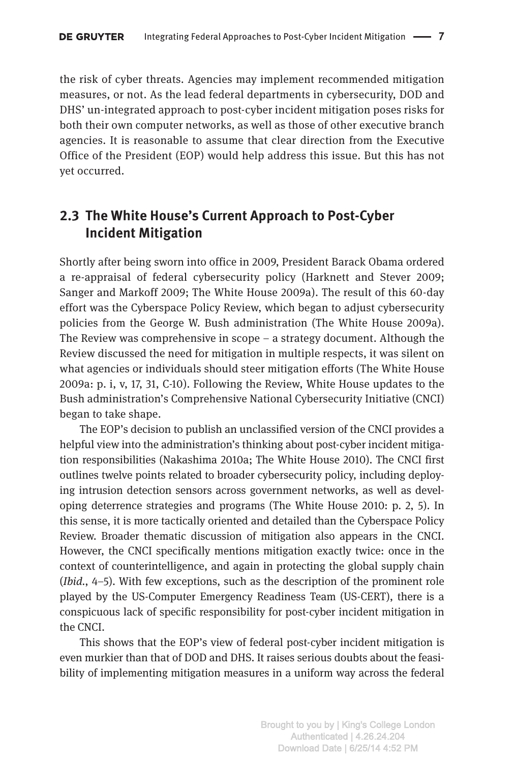the risk of cyber threats. Agencies may implement recommended mitigation measures, or not. As the lead federal departments in cybersecurity, DOD and DHS' un-integrated approach to post-cyber incident mitigation poses risks for both their own computer networks, as well as those of other executive branch agencies. It is reasonable to assume that clear direction from the Executive Office of the President (EOP) would help address this issue. But this has not yet occurred.

## 2.3 The White House's Current Approach to Post-Cyber Incident Mitigation

Shortly after being sworn into office in 2009, President Barack Obama ordered a re-appraisal of federal cybersecurity policy (Harknett and Stever 2009; Sanger and Markoff 2009; The White House 2009a). The result of this 60-day effort was the Cyberspace Policy Review, which began to adjust cybersecurity policies from the George W. Bush administration (The White House 2009a). The Review was comprehensive in scope – a strategy document. Although the Review discussed the need for mitigation in multiple respects, it was silent on what agencies or individuals should steer mitigation efforts (The White House 2009a: p. i, v, 17, 31, C-10). Following the Review, White House updates to the Bush administration's Comprehensive National Cybersecurity Initiative (CNCI) began to take shape.

The EOP's decision to publish an unclassified version of the CNCI provides a helpful view into the administration's thinking about post-cyber incident mitigation responsibilities (Nakashima 2010a; The White House 2010). The CNCI first outlines twelve points related to broader cybersecurity policy, including deploying intrusion detection sensors across government networks, as well as developing deterrence strategies and programs (The White House 2010: p. 2, 5). In this sense, it is more tactically oriented and detailed than the Cyberspace Policy Review. Broader thematic discussion of mitigation also appears in the CNCI. However, the CNCI specifically mentions mitigation exactly twice: once in the context of counterintelligence, and again in protecting the global supply chain (*Ibid.*, 4–5). With few exceptions, such as the description of the prominent role played by the US-Computer Emergency Readiness Team (US-CERT), there is a conspicuous lack of specific responsibility for post-cyber incident mitigation in the CNCI.

This shows that the EOP's view of federal post-cyber incident mitigation is even murkier than that of DOD and DHS. It raises serious doubts about the feasibility of implementing mitigation measures in a uniform way across the federal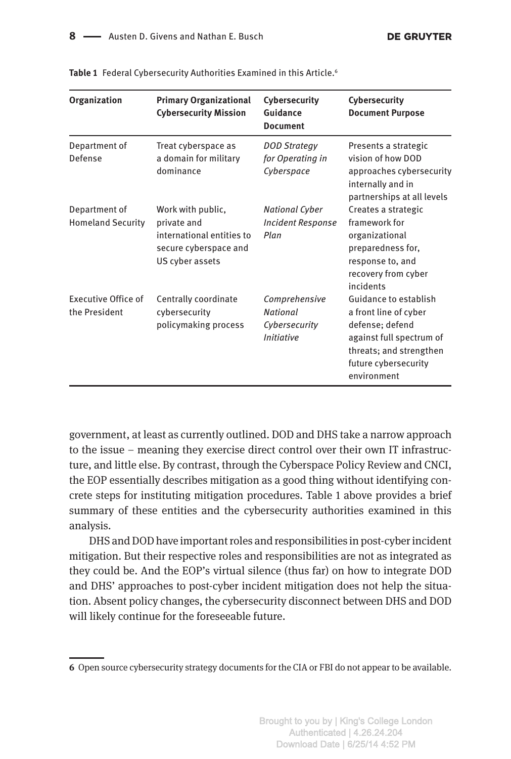**Table 1** Federal Cybersecurity Authorities Examined in this Article.[6]

| Organization | Primary Organizational Cybersecurity Mission | Cybersecurity Guidance Document | Cybersecurity Document Purpose |
|---|---|---|---|
| Department of Defense | Treat cyberspace as a domain for military dominance | *DOD Strategy for Operating in Cyberspace* | Presents a strategic vision of how DOD approaches cybersecurity internally and in partnerships at all levels |
| Department of Homeland Security | Work with public, private and international entities to secure cyberspace and US cyber assets | *National Cyber Incident Response Plan* | Creates a strategic framework for organizational preparedness for, response to, and recovery from cyber incidents |
| Executive Office of the President | Centrally coordinate cybersecurity policymaking process | *Comprehensive National Cybersecurity Initiative* | Guidance to establish a front line of cyber defense; defend against full spectrum of threats; and strengthen future cybersecurity environment |

government, at least as currently outlined. DOD and DHS take a narrow approach to the issue – meaning they exercise direct control over their own IT infrastructure, and little else. By contrast, through the Cyberspace Policy Review and CNCI, the EOP essentially describes mitigation as a good thing without identifying concrete steps for instituting mitigation procedures. Table 1 above provides a brief summary of these entities and the cybersecurity authorities examined in this analysis.

DHS and DOD have important roles and responsibilities in post-cyber incident mitigation. But their respective roles and responsibilities are not as integrated as they could be. And the EOP's virtual silence (thus far) on how to integrate DOD and DHS' approaches to post-cyber incident mitigation does not help the situation. Absent policy changes, the cybersecurity disconnect between DHS and DOD will likely continue for the foreseeable future.

---

**6** Open source cybersecurity strategy documents for the CIA or FBI do not appear to be available.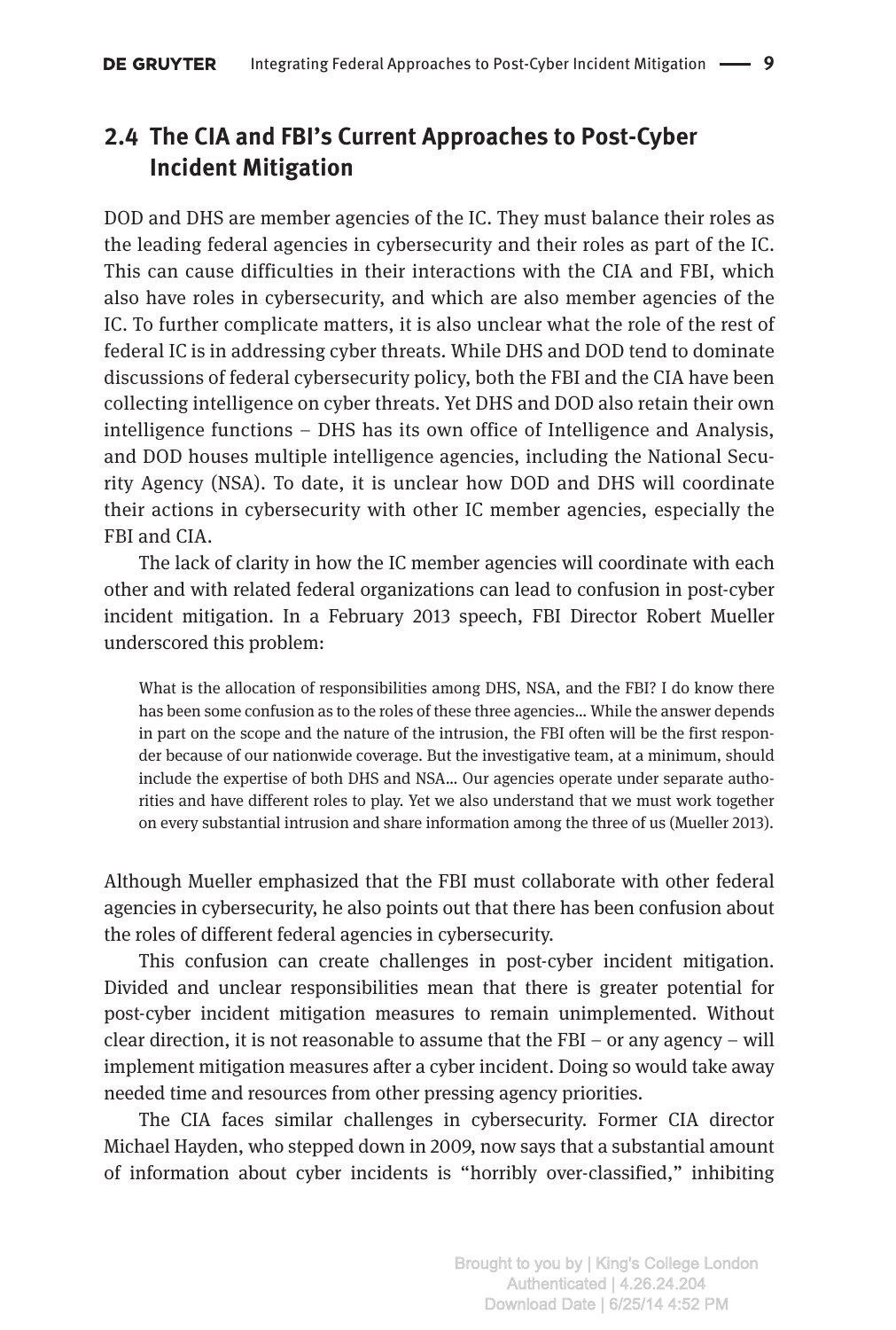## 2.4 The CIA and FBI's Current Approaches to Post-Cyber Incident Mitigation

DOD and DHS are member agencies of the IC. They must balance their roles as the leading federal agencies in cybersecurity and their roles as part of the IC. This can cause difficulties in their interactions with the CIA and FBI, which also have roles in cybersecurity, and which are also member agencies of the IC. To further complicate matters, it is also unclear what the role of the rest of federal IC is in addressing cyber threats. While DHS and DOD tend to dominate discussions of federal cybersecurity policy, both the FBI and the CIA have been collecting intelligence on cyber threats. Yet DHS and DOD also retain their own intelligence functions – DHS has its own office of Intelligence and Analysis, and DOD houses multiple intelligence agencies, including the National Security Agency (NSA). To date, it is unclear how DOD and DHS will coordinate their actions in cybersecurity with other IC member agencies, especially the FBI and CIA.

The lack of clarity in how the IC member agencies will coordinate with each other and with related federal organizations can lead to confusion in post-cyber incident mitigation. In a February 2013 speech, FBI Director Robert Mueller underscored this problem:

> What is the allocation of responsibilities among DHS, NSA, and the FBI? I do know there has been some confusion as to the roles of these three agencies… While the answer depends in part on the scope and the nature of the intrusion, the FBI often will be the first responder because of our nationwide coverage. But the investigative team, at a minimum, should include the expertise of both DHS and NSA… Our agencies operate under separate authorities and have different roles to play. Yet we also understand that we must work together on every substantial intrusion and share information among the three of us (Mueller 2013).

Although Mueller emphasized that the FBI must collaborate with other federal agencies in cybersecurity, he also points out that there has been confusion about the roles of different federal agencies in cybersecurity.

This confusion can create challenges in post-cyber incident mitigation. Divided and unclear responsibilities mean that there is greater potential for post-cyber incident mitigation measures to remain unimplemented. Without clear direction, it is not reasonable to assume that the FBI – or any agency – will implement mitigation measures after a cyber incident. Doing so would take away needed time and resources from other pressing agency priorities.

The CIA faces similar challenges in cybersecurity. Former CIA director Michael Hayden, who stepped down in 2009, now says that a substantial amount of information about cyber incidents is "horribly over-classified," inhibiting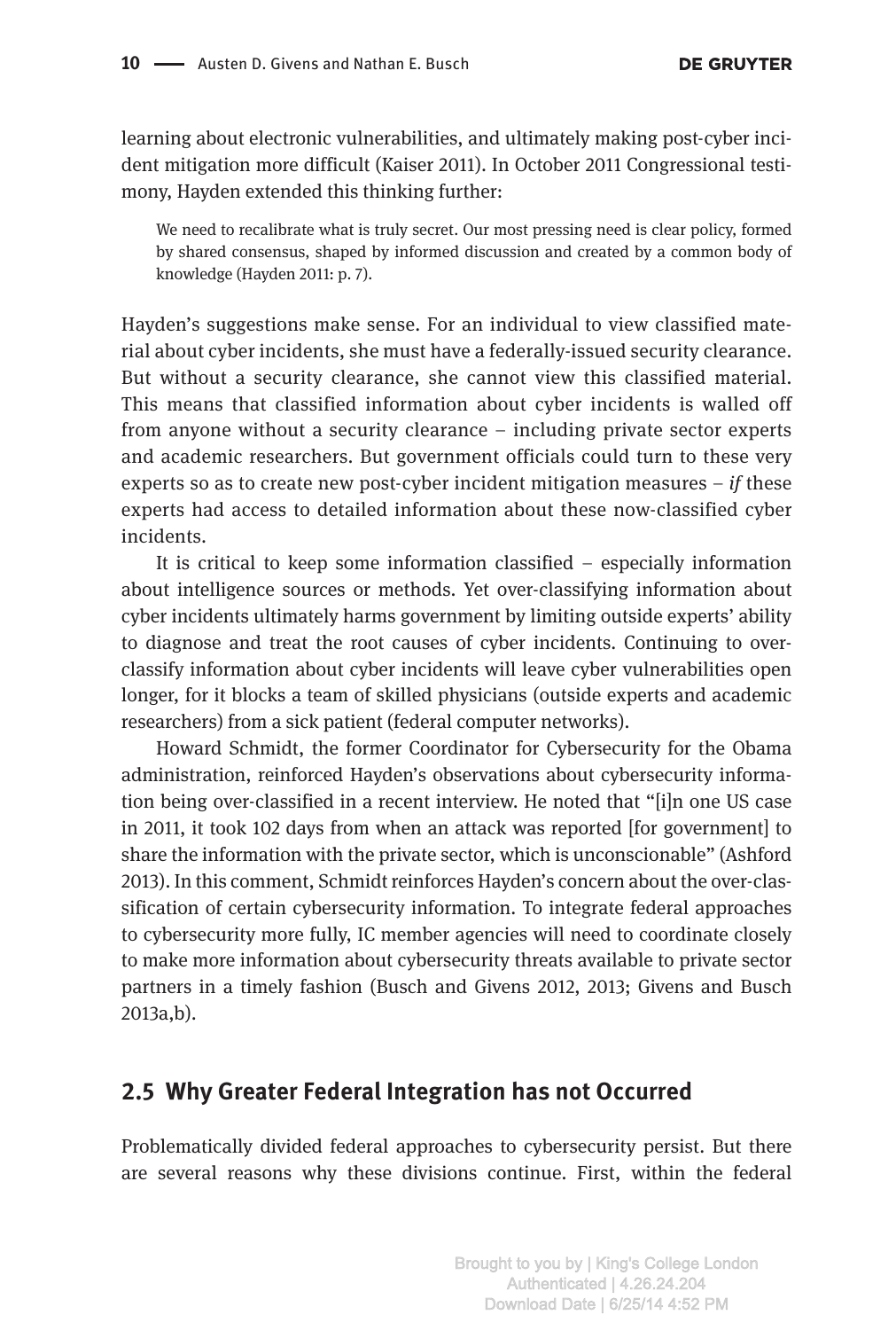learning about electronic vulnerabilities, and ultimately making post-cyber incident mitigation more difficult (Kaiser 2011). In October 2011 Congressional testimony, Hayden extended this thinking further:

> We need to recalibrate what is truly secret. Our most pressing need is clear policy, formed by shared consensus, shaped by informed discussion and created by a common body of knowledge (Hayden 2011: p. 7).

Hayden's suggestions make sense. For an individual to view classified material about cyber incidents, she must have a federally-issued security clearance. But without a security clearance, she cannot view this classified material. This means that classified information about cyber incidents is walled off from anyone without a security clearance – including private sector experts and academic researchers. But government officials could turn to these very experts so as to create new post-cyber incident mitigation measures – *if* these experts had access to detailed information about these now-classified cyber incidents.

It is critical to keep some information classified – especially information about intelligence sources or methods. Yet over-classifying information about cyber incidents ultimately harms government by limiting outside experts' ability to diagnose and treat the root causes of cyber incidents. Continuing to over-classify information about cyber incidents will leave cyber vulnerabilities open longer, for it blocks a team of skilled physicians (outside experts and academic researchers) from a sick patient (federal computer networks).

Howard Schmidt, the former Coordinator for Cybersecurity for the Obama administration, reinforced Hayden's observations about cybersecurity information being over-classified in a recent interview. He noted that "[i]n one US case in 2011, it took 102 days from when an attack was reported [for government] to share the information with the private sector, which is unconscionable" (Ashford 2013). In this comment, Schmidt reinforces Hayden's concern about the over-classification of certain cybersecurity information. To integrate federal approaches to cybersecurity more fully, IC member agencies will need to coordinate closely to make more information about cybersecurity threats available to private sector partners in a timely fashion (Busch and Givens 2012, 2013; Givens and Busch 2013a,b).

## 2.5 Why Greater Federal Integration has not Occurred

Problematically divided federal approaches to cybersecurity persist. But there are several reasons why these divisions continue. First, within the federal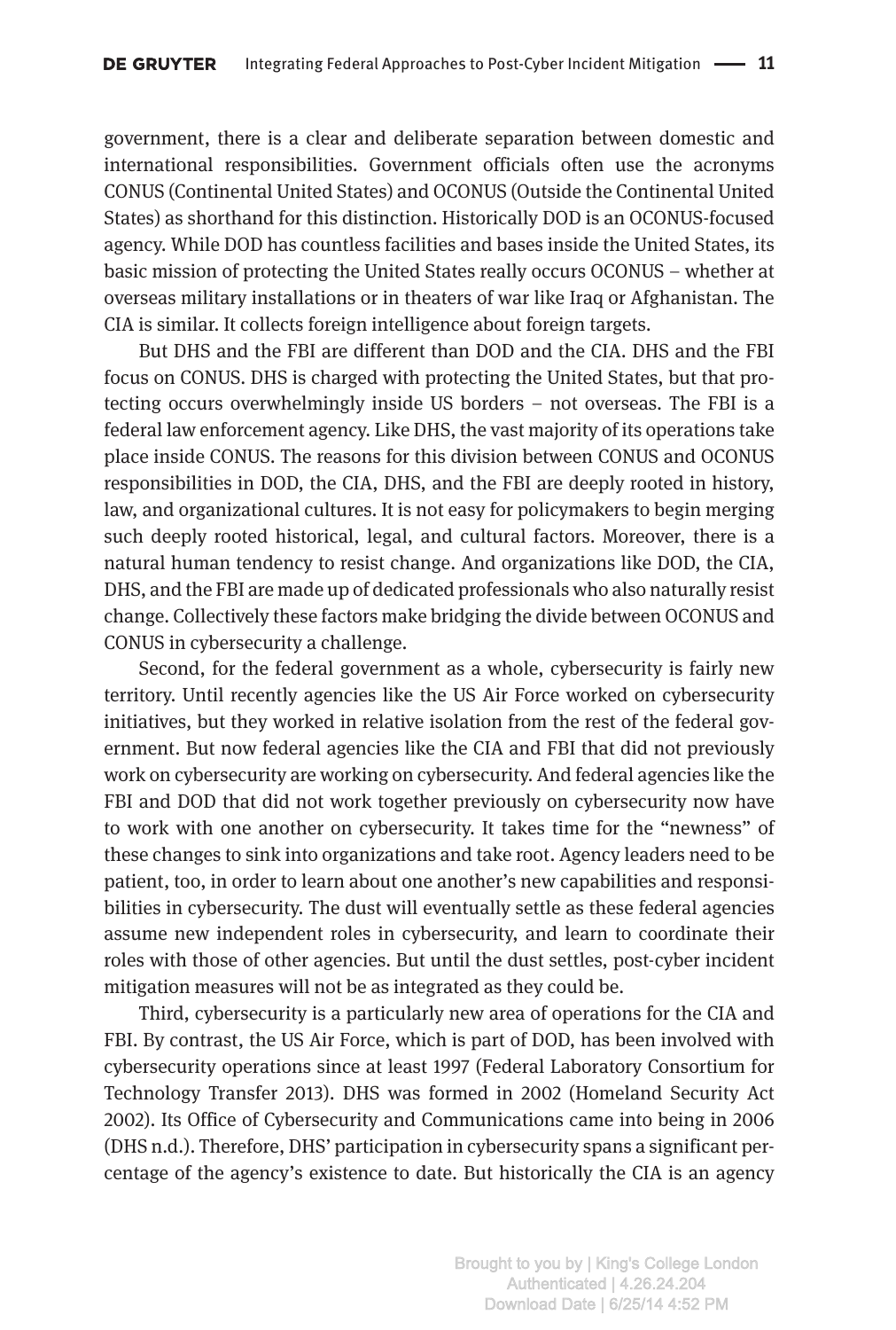government, there is a clear and deliberate separation between domestic and international responsibilities. Government officials often use the acronyms CONUS (Continental United States) and OCONUS (Outside the Continental United States) as shorthand for this distinction. Historically DOD is an OCONUS-focused agency. While DOD has countless facilities and bases inside the United States, its basic mission of protecting the United States really occurs OCONUS – whether at overseas military installations or in theaters of war like Iraq or Afghanistan. The CIA is similar. It collects foreign intelligence about foreign targets.

But DHS and the FBI are different than DOD and the CIA. DHS and the FBI focus on CONUS. DHS is charged with protecting the United States, but that protecting occurs overwhelmingly inside US borders – not overseas. The FBI is a federal law enforcement agency. Like DHS, the vast majority of its operations take place inside CONUS. The reasons for this division between CONUS and OCONUS responsibilities in DOD, the CIA, DHS, and the FBI are deeply rooted in history, law, and organizational cultures. It is not easy for policymakers to begin merging such deeply rooted historical, legal, and cultural factors. Moreover, there is a natural human tendency to resist change. And organizations like DOD, the CIA, DHS, and the FBI are made up of dedicated professionals who also naturally resist change. Collectively these factors make bridging the divide between OCONUS and CONUS in cybersecurity a challenge.

Second, for the federal government as a whole, cybersecurity is fairly new territory. Until recently agencies like the US Air Force worked on cybersecurity initiatives, but they worked in relative isolation from the rest of the federal government. But now federal agencies like the CIA and FBI that did not previously work on cybersecurity are working on cybersecurity. And federal agencies like the FBI and DOD that did not work together previously on cybersecurity now have to work with one another on cybersecurity. It takes time for the "newness" of these changes to sink into organizations and take root. Agency leaders need to be patient, too, in order to learn about one another's new capabilities and responsibilities in cybersecurity. The dust will eventually settle as these federal agencies assume new independent roles in cybersecurity, and learn to coordinate their roles with those of other agencies. But until the dust settles, post-cyber incident mitigation measures will not be as integrated as they could be.

Third, cybersecurity is a particularly new area of operations for the CIA and FBI. By contrast, the US Air Force, which is part of DOD, has been involved with cybersecurity operations since at least 1997 (Federal Laboratory Consortium for Technology Transfer 2013). DHS was formed in 2002 (Homeland Security Act 2002). Its Office of Cybersecurity and Communications came into being in 2006 (DHS n.d.). Therefore, DHS' participation in cybersecurity spans a significant percentage of the agency's existence to date. But historically the CIA is an agency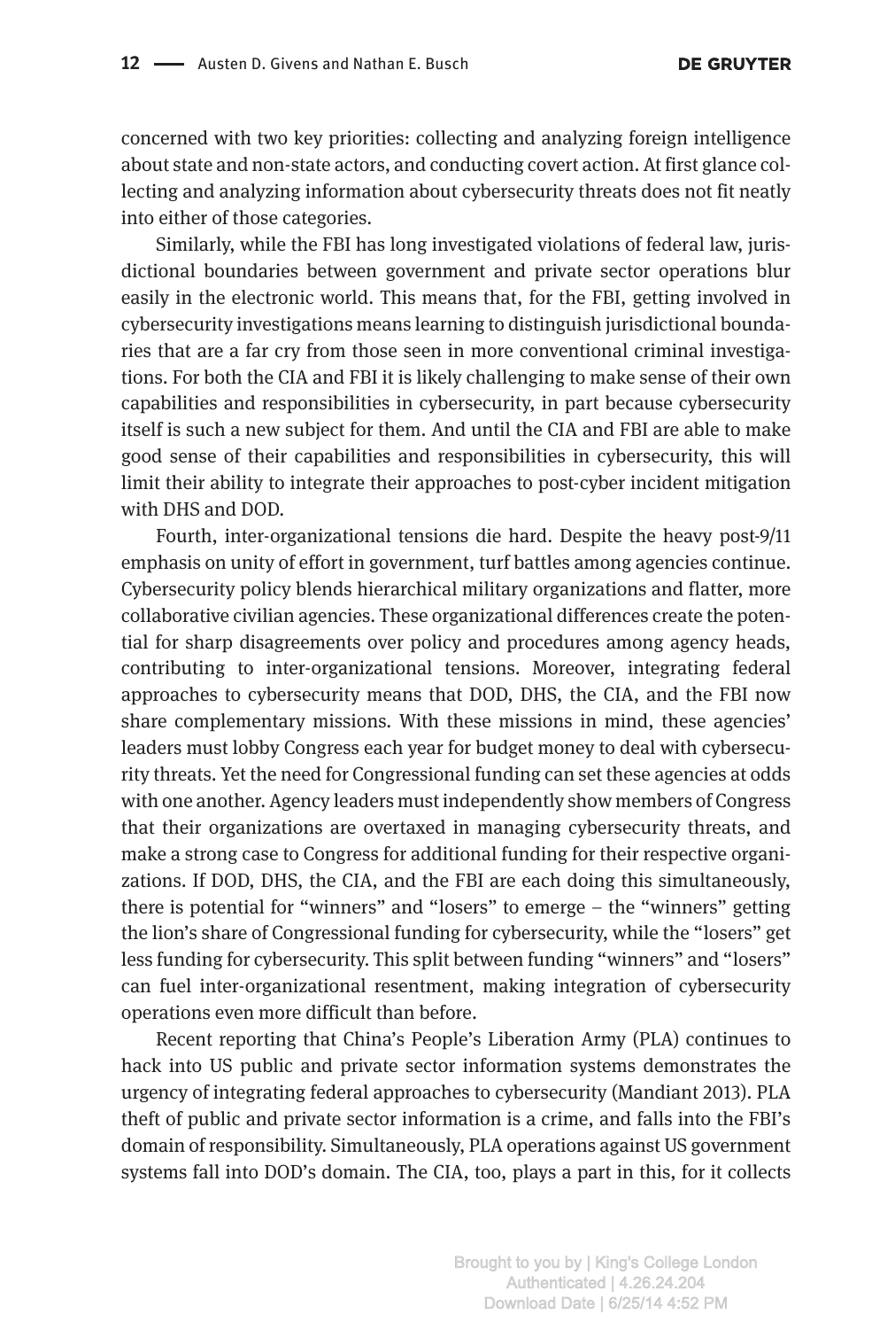concerned with two key priorities: collecting and analyzing foreign intelligence about state and non-state actors, and conducting covert action. At first glance collecting and analyzing information about cybersecurity threats does not fit neatly into either of those categories.

Similarly, while the FBI has long investigated violations of federal law, jurisdictional boundaries between government and private sector operations blur easily in the electronic world. This means that, for the FBI, getting involved in cybersecurity investigations means learning to distinguish jurisdictional boundaries that are a far cry from those seen in more conventional criminal investigations. For both the CIA and FBI it is likely challenging to make sense of their own capabilities and responsibilities in cybersecurity, in part because cybersecurity itself is such a new subject for them. And until the CIA and FBI are able to make good sense of their capabilities and responsibilities in cybersecurity, this will limit their ability to integrate their approaches to post-cyber incident mitigation with DHS and DOD.

Fourth, inter-organizational tensions die hard. Despite the heavy post-9/11 emphasis on unity of effort in government, turf battles among agencies continue. Cybersecurity policy blends hierarchical military organizations and flatter, more collaborative civilian agencies. These organizational differences create the potential for sharp disagreements over policy and procedures among agency heads, contributing to inter-organizational tensions. Moreover, integrating federal approaches to cybersecurity means that DOD, DHS, the CIA, and the FBI now share complementary missions. With these missions in mind, these agencies' leaders must lobby Congress each year for budget money to deal with cybersecurity threats. Yet the need for Congressional funding can set these agencies at odds with one another. Agency leaders must independently show members of Congress that their organizations are overtaxed in managing cybersecurity threats, and make a strong case to Congress for additional funding for their respective organizations. If DOD, DHS, the CIA, and the FBI are each doing this simultaneously, there is potential for "winners" and "losers" to emerge – the "winners" getting the lion's share of Congressional funding for cybersecurity, while the "losers" get less funding for cybersecurity. This split between funding "winners" and "losers" can fuel inter-organizational resentment, making integration of cybersecurity operations even more difficult than before.

Recent reporting that China's People's Liberation Army (PLA) continues to hack into US public and private sector information systems demonstrates the urgency of integrating federal approaches to cybersecurity (Mandiant 2013). PLA theft of public and private sector information is a crime, and falls into the FBI's domain of responsibility. Simultaneously, PLA operations against US government systems fall into DOD's domain. The CIA, too, plays a part in this, for it collects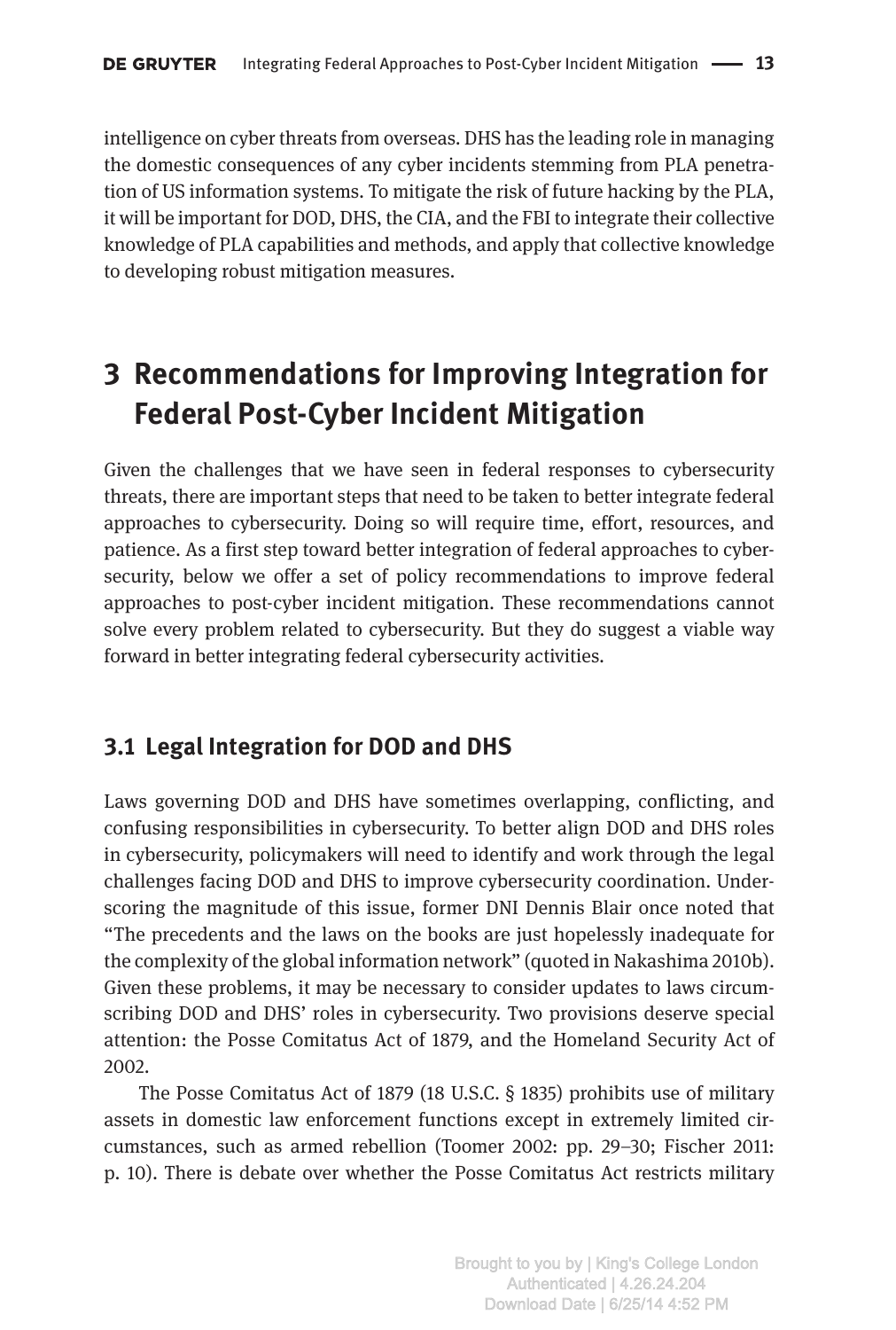intelligence on cyber threats from overseas. DHS has the leading role in managing the domestic consequences of any cyber incidents stemming from PLA penetration of US information systems. To mitigate the risk of future hacking by the PLA, it will be important for DOD, DHS, the CIA, and the FBI to integrate their collective knowledge of PLA capabilities and methods, and apply that collective knowledge to developing robust mitigation measures.

# 3 Recommendations for Improving Integration for Federal Post-Cyber Incident Mitigation

Given the challenges that we have seen in federal responses to cybersecurity threats, there are important steps that need to be taken to better integrate federal approaches to cybersecurity. Doing so will require time, effort, resources, and patience. As a first step toward better integration of federal approaches to cybersecurity, below we offer a set of policy recommendations to improve federal approaches to post-cyber incident mitigation. These recommendations cannot solve every problem related to cybersecurity. But they do suggest a viable way forward in better integrating federal cybersecurity activities.

## 3.1 Legal Integration for DOD and DHS

Laws governing DOD and DHS have sometimes overlapping, conflicting, and confusing responsibilities in cybersecurity. To better align DOD and DHS roles in cybersecurity, policymakers will need to identify and work through the legal challenges facing DOD and DHS to improve cybersecurity coordination. Underscoring the magnitude of this issue, former DNI Dennis Blair once noted that "The precedents and the laws on the books are just hopelessly inadequate for the complexity of the global information network" (quoted in Nakashima 2010b). Given these problems, it may be necessary to consider updates to laws circumscribing DOD and DHS' roles in cybersecurity. Two provisions deserve special attention: the Posse Comitatus Act of 1879, and the Homeland Security Act of 2002.

The Posse Comitatus Act of 1879 (18 U.S.C. § 1835) prohibits use of military assets in domestic law enforcement functions except in extremely limited circumstances, such as armed rebellion (Toomer 2002: pp. 29–30; Fischer 2011: p. 10). There is debate over whether the Posse Comitatus Act restricts military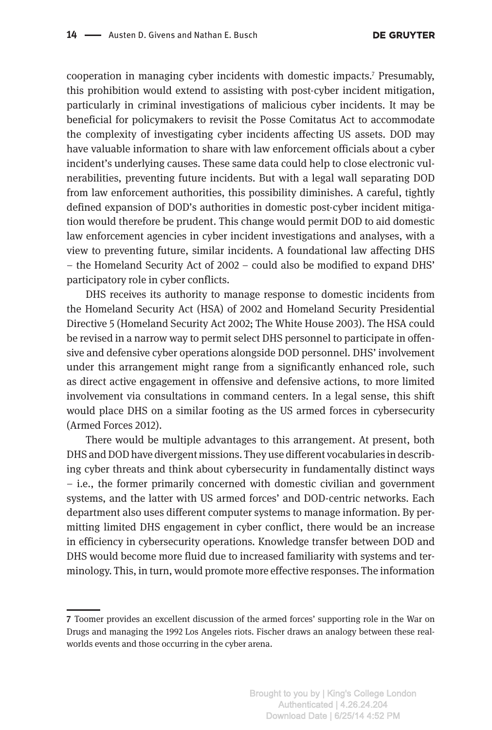cooperation in managing cyber incidents with domestic impacts.[7] Presumably, this prohibition would extend to assisting with post-cyber incident mitigation, particularly in criminal investigations of malicious cyber incidents. It may be beneficial for policymakers to revisit the Posse Comitatus Act to accommodate the complexity of investigating cyber incidents affecting US assets. DOD may have valuable information to share with law enforcement officials about a cyber incident's underlying causes. These same data could help to close electronic vulnerabilities, preventing future incidents. But with a legal wall separating DOD from law enforcement authorities, this possibility diminishes. A careful, tightly defined expansion of DOD's authorities in domestic post-cyber incident mitigation would therefore be prudent. This change would permit DOD to aid domestic law enforcement agencies in cyber incident investigations and analyses, with a view to preventing future, similar incidents. A foundational law affecting DHS – the Homeland Security Act of 2002 – could also be modified to expand DHS' participatory role in cyber conflicts.

DHS receives its authority to manage response to domestic incidents from the Homeland Security Act (HSA) of 2002 and Homeland Security Presidential Directive 5 (Homeland Security Act 2002; The White House 2003). The HSA could be revised in a narrow way to permit select DHS personnel to participate in offensive and defensive cyber operations alongside DOD personnel. DHS' involvement under this arrangement might range from a significantly enhanced role, such as direct active engagement in offensive and defensive actions, to more limited involvement via consultations in command centers. In a legal sense, this shift would place DHS on a similar footing as the US armed forces in cybersecurity (Armed Forces 2012).

There would be multiple advantages to this arrangement. At present, both DHS and DOD have divergent missions. They use different vocabularies in describing cyber threats and think about cybersecurity in fundamentally distinct ways – i.e., the former primarily concerned with domestic civilian and government systems, and the latter with US armed forces' and DOD-centric networks. Each department also uses different computer systems to manage information. By permitting limited DHS engagement in cyber conflict, there would be an increase in efficiency in cybersecurity operations. Knowledge transfer between DOD and DHS would become more fluid due to increased familiarity with systems and terminology. This, in turn, would promote more effective responses. The information

---

7 Toomer provides an excellent discussion of the armed forces' supporting role in the War on Drugs and managing the 1992 Los Angeles riots. Fischer draws an analogy between these real-worlds events and those occurring in the cyber arena.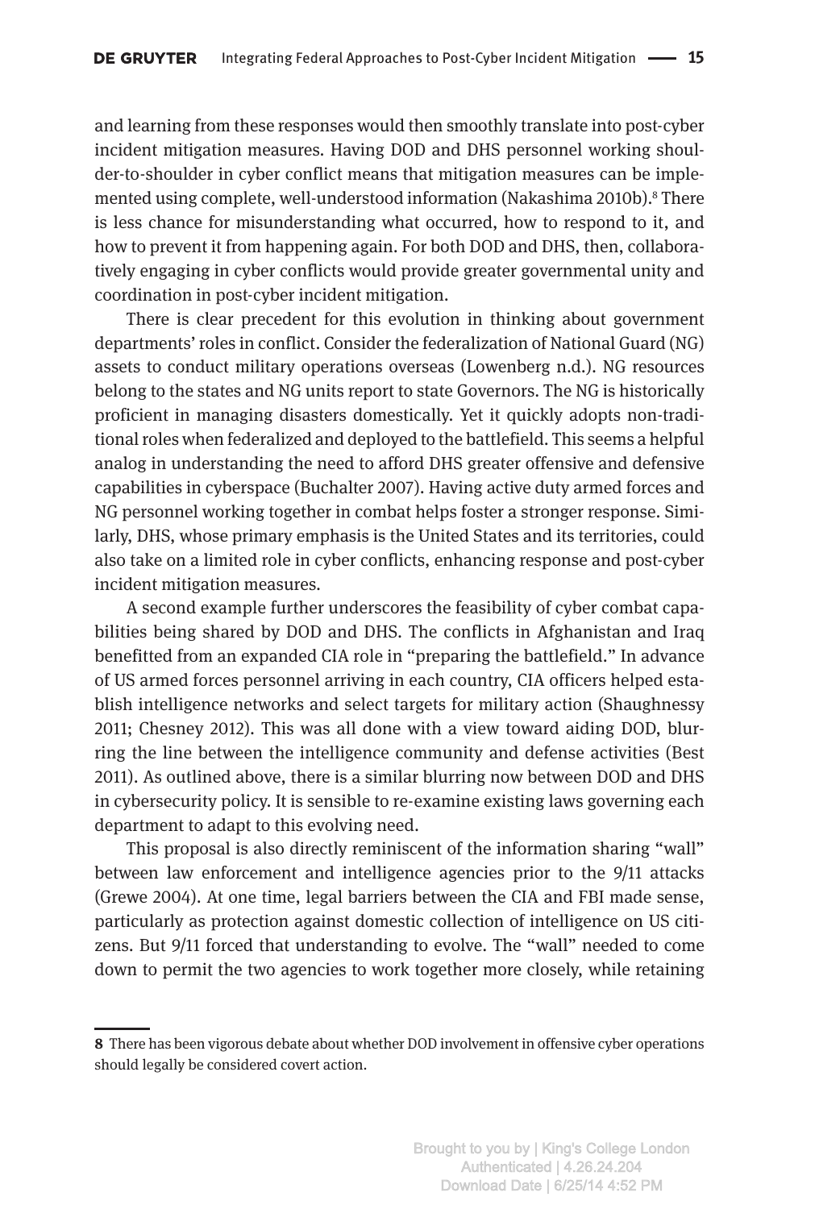and learning from these responses would then smoothly translate into post-cyber incident mitigation measures. Having DOD and DHS personnel working shoulder-to-shoulder in cyber conflict means that mitigation measures can be implemented using complete, well-understood information (Nakashima 2010b).[8] There is less chance for misunderstanding what occurred, how to respond to it, and how to prevent it from happening again. For both DOD and DHS, then, collaboratively engaging in cyber conflicts would provide greater governmental unity and coordination in post-cyber incident mitigation.

There is clear precedent for this evolution in thinking about government departments' roles in conflict. Consider the federalization of National Guard (NG) assets to conduct military operations overseas (Lowenberg n.d.). NG resources belong to the states and NG units report to state Governors. The NG is historically proficient in managing disasters domestically. Yet it quickly adopts non-traditional roles when federalized and deployed to the battlefield. This seems a helpful analog in understanding the need to afford DHS greater offensive and defensive capabilities in cyberspace (Buchalter 2007). Having active duty armed forces and NG personnel working together in combat helps foster a stronger response. Similarly, DHS, whose primary emphasis is the United States and its territories, could also take on a limited role in cyber conflicts, enhancing response and post-cyber incident mitigation measures.

A second example further underscores the feasibility of cyber combat capabilities being shared by DOD and DHS. The conflicts in Afghanistan and Iraq benefitted from an expanded CIA role in "preparing the battlefield." In advance of US armed forces personnel arriving in each country, CIA officers helped establish intelligence networks and select targets for military action (Shaughnessy 2011; Chesney 2012). This was all done with a view toward aiding DOD, blurring the line between the intelligence community and defense activities (Best 2011). As outlined above, there is a similar blurring now between DOD and DHS in cybersecurity policy. It is sensible to re-examine existing laws governing each department to adapt to this evolving need.

This proposal is also directly reminiscent of the information sharing "wall" between law enforcement and intelligence agencies prior to the 9/11 attacks (Grewe 2004). At one time, legal barriers between the CIA and FBI made sense, particularly as protection against domestic collection of intelligence on US citizens. But 9/11 forced that understanding to evolve. The "wall" needed to come down to permit the two agencies to work together more closely, while retaining

---

**8** There has been vigorous debate about whether DOD involvement in offensive cyber operations should legally be considered covert action.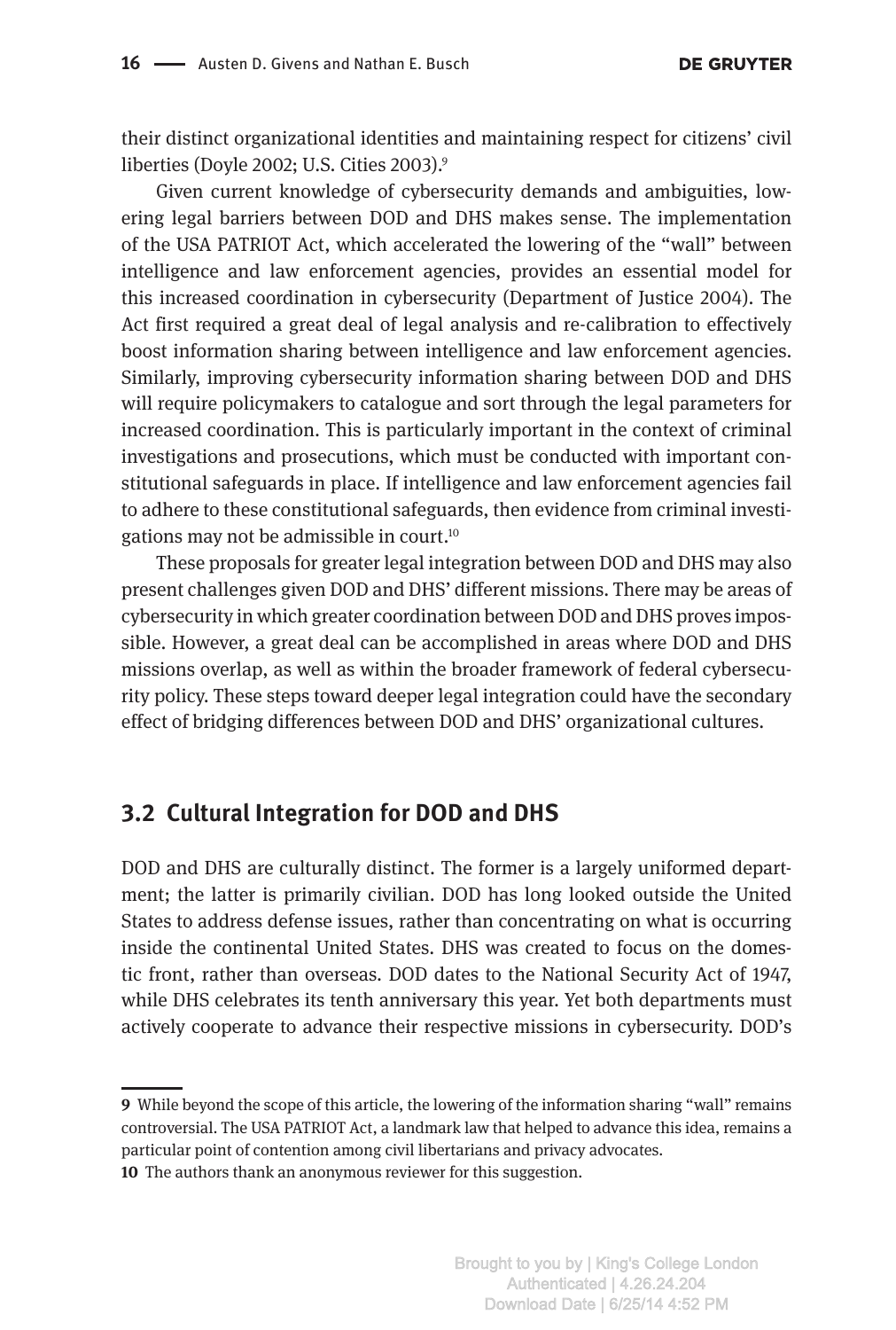their distinct organizational identities and maintaining respect for citizens' civil liberties (Doyle 2002; U.S. Cities 2003).[9]

Given current knowledge of cybersecurity demands and ambiguities, lowering legal barriers between DOD and DHS makes sense. The implementation of the USA PATRIOT Act, which accelerated the lowering of the "wall" between intelligence and law enforcement agencies, provides an essential model for this increased coordination in cybersecurity (Department of Justice 2004). The Act first required a great deal of legal analysis and re-calibration to effectively boost information sharing between intelligence and law enforcement agencies. Similarly, improving cybersecurity information sharing between DOD and DHS will require policymakers to catalogue and sort through the legal parameters for increased coordination. This is particularly important in the context of criminal investigations and prosecutions, which must be conducted with important constitutional safeguards in place. If intelligence and law enforcement agencies fail to adhere to these constitutional safeguards, then evidence from criminal investigations may not be admissible in court.[10]

These proposals for greater legal integration between DOD and DHS may also present challenges given DOD and DHS' different missions. There may be areas of cybersecurity in which greater coordination between DOD and DHS proves impossible. However, a great deal can be accomplished in areas where DOD and DHS missions overlap, as well as within the broader framework of federal cybersecurity policy. These steps toward deeper legal integration could have the secondary effect of bridging differences between DOD and DHS' organizational cultures.

## 3.2 Cultural Integration for DOD and DHS

DOD and DHS are culturally distinct. The former is a largely uniformed department; the latter is primarily civilian. DOD has long looked outside the United States to address defense issues, rather than concentrating on what is occurring inside the continental United States. DHS was created to focus on the domestic front, rather than overseas. DOD dates to the National Security Act of 1947, while DHS celebrates its tenth anniversary this year. Yet both departments must actively cooperate to advance their respective missions in cybersecurity. DOD's

---

**9** While beyond the scope of this article, the lowering of the information sharing "wall" remains controversial. The USA PATRIOT Act, a landmark law that helped to advance this idea, remains a particular point of contention among civil libertarians and privacy advocates.

**10** The authors thank an anonymous reviewer for this suggestion.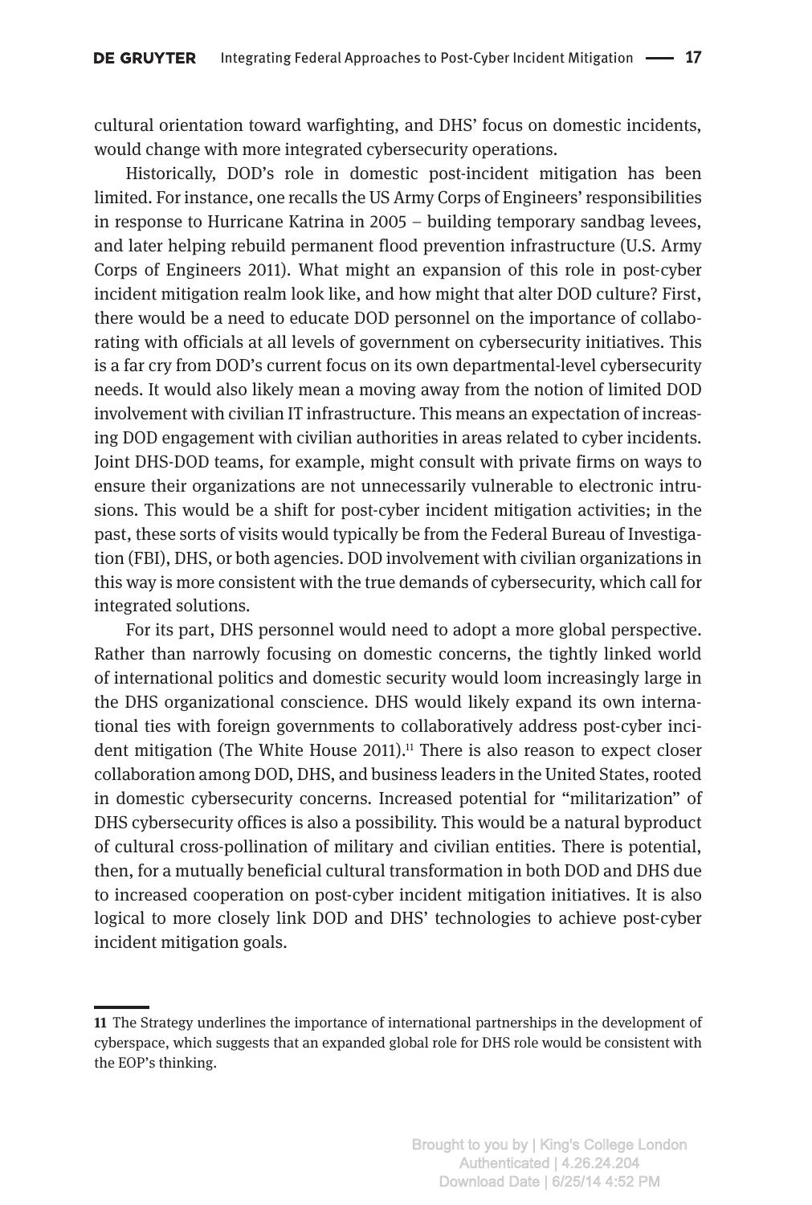cultural orientation toward warfighting, and DHS' focus on domestic incidents, would change with more integrated cybersecurity operations.

Historically, DOD's role in domestic post-incident mitigation has been limited. For instance, one recalls the US Army Corps of Engineers' responsibilities in response to Hurricane Katrina in 2005 – building temporary sandbag levees, and later helping rebuild permanent flood prevention infrastructure (U.S. Army Corps of Engineers 2011). What might an expansion of this role in post-cyber incident mitigation realm look like, and how might that alter DOD culture? First, there would be a need to educate DOD personnel on the importance of collaborating with officials at all levels of government on cybersecurity initiatives. This is a far cry from DOD's current focus on its own departmental-level cybersecurity needs. It would also likely mean a moving away from the notion of limited DOD involvement with civilian IT infrastructure. This means an expectation of increasing DOD engagement with civilian authorities in areas related to cyber incidents. Joint DHS-DOD teams, for example, might consult with private firms on ways to ensure their organizations are not unnecessarily vulnerable to electronic intrusions. This would be a shift for post-cyber incident mitigation activities; in the past, these sorts of visits would typically be from the Federal Bureau of Investigation (FBI), DHS, or both agencies. DOD involvement with civilian organizations in this way is more consistent with the true demands of cybersecurity, which call for integrated solutions.

For its part, DHS personnel would need to adopt a more global perspective. Rather than narrowly focusing on domestic concerns, the tightly linked world of international politics and domestic security would loom increasingly large in the DHS organizational conscience. DHS would likely expand its own international ties with foreign governments to collaboratively address post-cyber incident mitigation (The White House 2011).[11] There is also reason to expect closer collaboration among DOD, DHS, and business leaders in the United States, rooted in domestic cybersecurity concerns. Increased potential for "militarization" of DHS cybersecurity offices is also a possibility. This would be a natural byproduct of cultural cross-pollination of military and civilian entities. There is potential, then, for a mutually beneficial cultural transformation in both DOD and DHS due to increased cooperation on post-cyber incident mitigation initiatives. It is also logical to more closely link DOD and DHS' technologies to achieve post-cyber incident mitigation goals.

---

**11** The Strategy underlines the importance of international partnerships in the development of cyberspace, which suggests that an expanded global role for DHS role would be consistent with the EOP's thinking.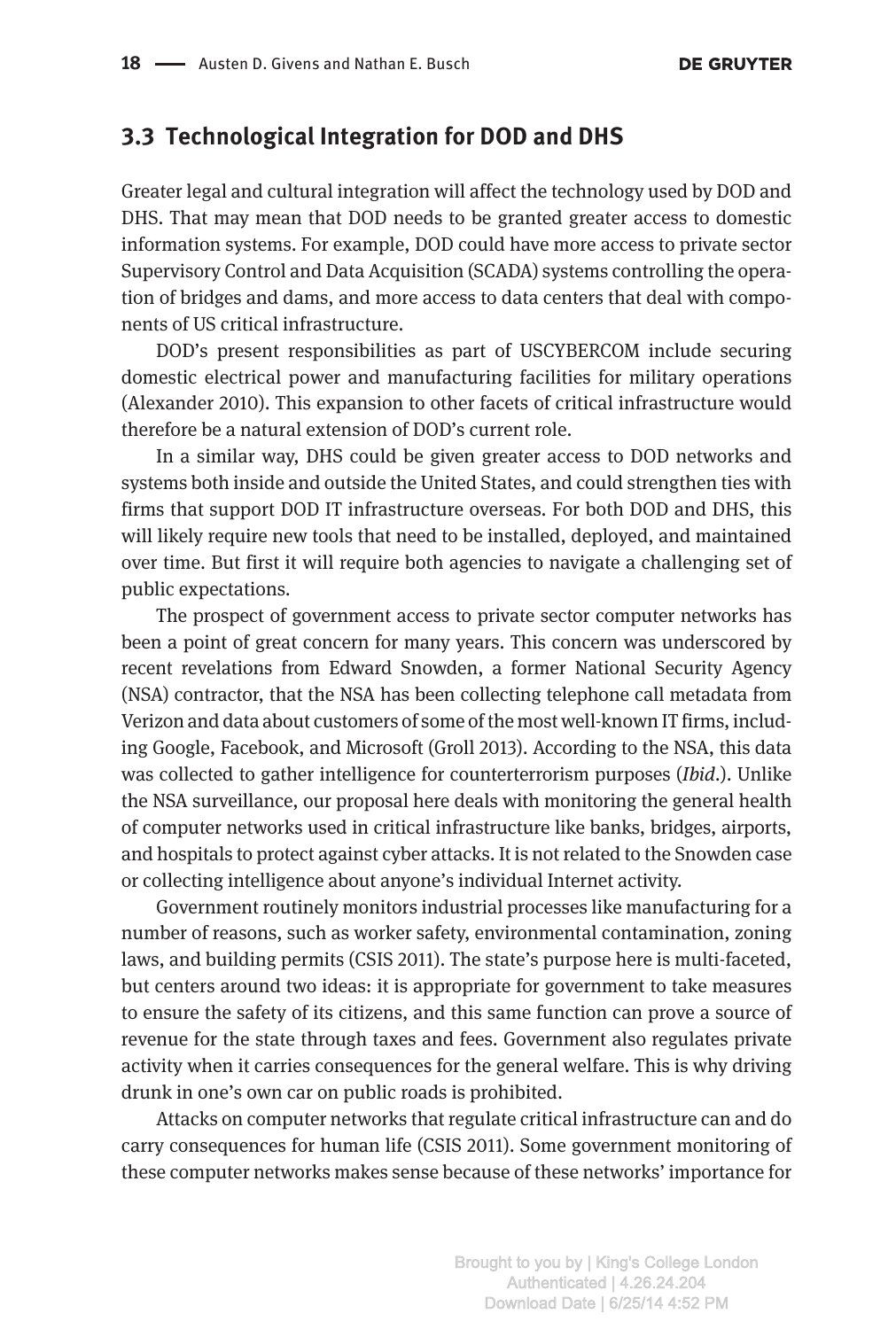## 3.3 Technological Integration for DOD and DHS

Greater legal and cultural integration will affect the technology used by DOD and DHS. That may mean that DOD needs to be granted greater access to domestic information systems. For example, DOD could have more access to private sector Supervisory Control and Data Acquisition (SCADA) systems controlling the operation of bridges and dams, and more access to data centers that deal with components of US critical infrastructure.

DOD's present responsibilities as part of USCYBERCOM include securing domestic electrical power and manufacturing facilities for military operations (Alexander 2010). This expansion to other facets of critical infrastructure would therefore be a natural extension of DOD's current role.

In a similar way, DHS could be given greater access to DOD networks and systems both inside and outside the United States, and could strengthen ties with firms that support DOD IT infrastructure overseas. For both DOD and DHS, this will likely require new tools that need to be installed, deployed, and maintained over time. But first it will require both agencies to navigate a challenging set of public expectations.

The prospect of government access to private sector computer networks has been a point of great concern for many years. This concern was underscored by recent revelations from Edward Snowden, a former National Security Agency (NSA) contractor, that the NSA has been collecting telephone call metadata from Verizon and data about customers of some of the most well-known IT firms, including Google, Facebook, and Microsoft (Groll 2013). According to the NSA, this data was collected to gather intelligence for counterterrorism purposes (*Ibid*.). Unlike the NSA surveillance, our proposal here deals with monitoring the general health of computer networks used in critical infrastructure like banks, bridges, airports, and hospitals to protect against cyber attacks. It is not related to the Snowden case or collecting intelligence about anyone's individual Internet activity.

Government routinely monitors industrial processes like manufacturing for a number of reasons, such as worker safety, environmental contamination, zoning laws, and building permits (CSIS 2011). The state's purpose here is multi-faceted, but centers around two ideas: it is appropriate for government to take measures to ensure the safety of its citizens, and this same function can prove a source of revenue for the state through taxes and fees. Government also regulates private activity when it carries consequences for the general welfare. This is why driving drunk in one's own car on public roads is prohibited.

Attacks on computer networks that regulate critical infrastructure can and do carry consequences for human life (CSIS 2011). Some government monitoring of these computer networks makes sense because of these networks' importance for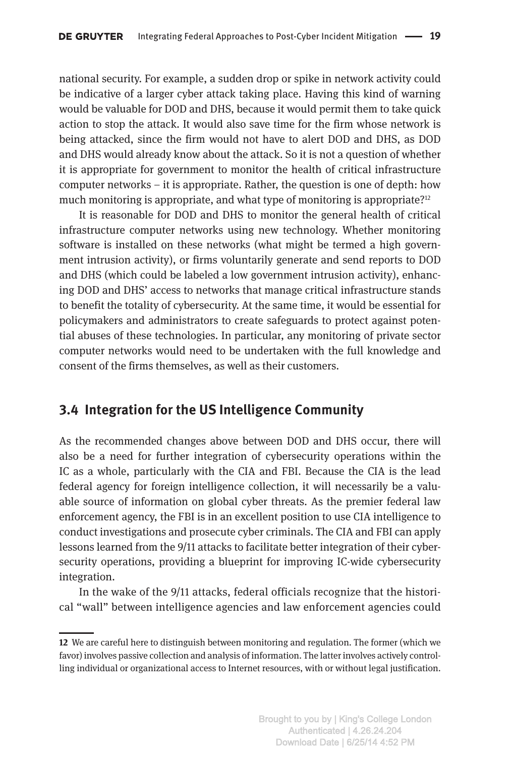national security. For example, a sudden drop or spike in network activity could be indicative of a larger cyber attack taking place. Having this kind of warning would be valuable for DOD and DHS, because it would permit them to take quick action to stop the attack. It would also save time for the firm whose network is being attacked, since the firm would not have to alert DOD and DHS, as DOD and DHS would already know about the attack. So it is not a question of whether it is appropriate for government to monitor the health of critical infrastructure computer networks – it is appropriate. Rather, the question is one of depth: how much monitoring is appropriate, and what type of monitoring is appropriate?[12]

It is reasonable for DOD and DHS to monitor the general health of critical infrastructure computer networks using new technology. Whether monitoring software is installed on these networks (what might be termed a high government intrusion activity), or firms voluntarily generate and send reports to DOD and DHS (which could be labeled a low government intrusion activity), enhancing DOD and DHS' access to networks that manage critical infrastructure stands to benefit the totality of cybersecurity. At the same time, it would be essential for policymakers and administrators to create safeguards to protect against potential abuses of these technologies. In particular, any monitoring of private sector computer networks would need to be undertaken with the full knowledge and consent of the firms themselves, as well as their customers.

## 3.4 Integration for the US Intelligence Community

As the recommended changes above between DOD and DHS occur, there will also be a need for further integration of cybersecurity operations within the IC as a whole, particularly with the CIA and FBI. Because the CIA is the lead federal agency for foreign intelligence collection, it will necessarily be a valuable source of information on global cyber threats. As the premier federal law enforcement agency, the FBI is in an excellent position to use CIA intelligence to conduct investigations and prosecute cyber criminals. The CIA and FBI can apply lessons learned from the 9/11 attacks to facilitate better integration of their cybersecurity operations, providing a blueprint for improving IC-wide cybersecurity integration.

In the wake of the 9/11 attacks, federal officials recognize that the historical "wall" between intelligence agencies and law enforcement agencies could

---

**12** We are careful here to distinguish between monitoring and regulation. The former (which we favor) involves passive collection and analysis of information. The latter involves actively controlling individual or organizational access to Internet resources, with or without legal justification.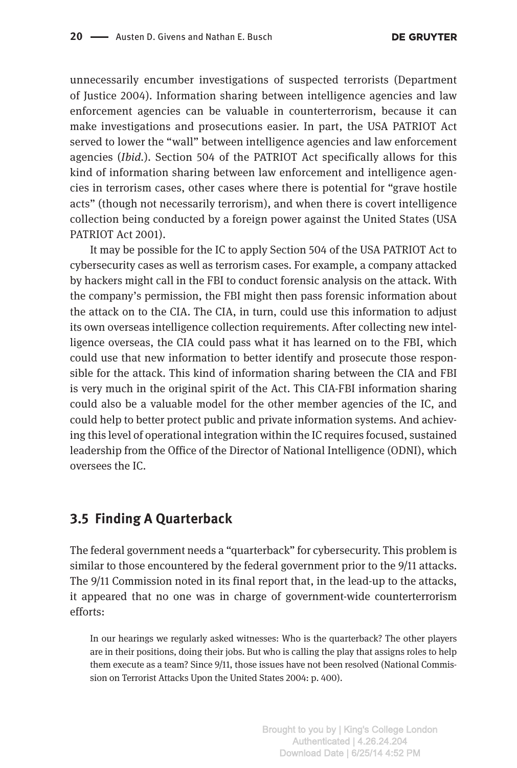unnecessarily encumber investigations of suspected terrorists (Department of Justice 2004). Information sharing between intelligence agencies and law enforcement agencies can be valuable in counterterrorism, because it can make investigations and prosecutions easier. In part, the USA PATRIOT Act served to lower the "wall" between intelligence agencies and law enforcement agencies (*Ibid.*). Section 504 of the PATRIOT Act specifically allows for this kind of information sharing between law enforcement and intelligence agencies in terrorism cases, other cases where there is potential for "grave hostile acts" (though not necessarily terrorism), and when there is covert intelligence collection being conducted by a foreign power against the United States (USA PATRIOT Act 2001).

It may be possible for the IC to apply Section 504 of the USA PATRIOT Act to cybersecurity cases as well as terrorism cases. For example, a company attacked by hackers might call in the FBI to conduct forensic analysis on the attack. With the company's permission, the FBI might then pass forensic information about the attack on to the CIA. The CIA, in turn, could use this information to adjust its own overseas intelligence collection requirements. After collecting new intelligence overseas, the CIA could pass what it has learned on to the FBI, which could use that new information to better identify and prosecute those responsible for the attack. This kind of information sharing between the CIA and FBI is very much in the original spirit of the Act. This CIA-FBI information sharing could also be a valuable model for the other member agencies of the IC, and could help to better protect public and private information systems. And achieving this level of operational integration within the IC requires focused, sustained leadership from the Office of the Director of National Intelligence (ODNI), which oversees the IC.

## 3.5 Finding A Quarterback

The federal government needs a "quarterback" for cybersecurity. This problem is similar to those encountered by the federal government prior to the 9/11 attacks. The 9/11 Commission noted in its final report that, in the lead-up to the attacks, it appeared that no one was in charge of government-wide counterterrorism efforts:

> In our hearings we regularly asked witnesses: Who is the quarterback? The other players are in their positions, doing their jobs. But who is calling the play that assigns roles to help them execute as a team? Since 9/11, those issues have not been resolved (National Commission on Terrorist Attacks Upon the United States 2004: p. 400).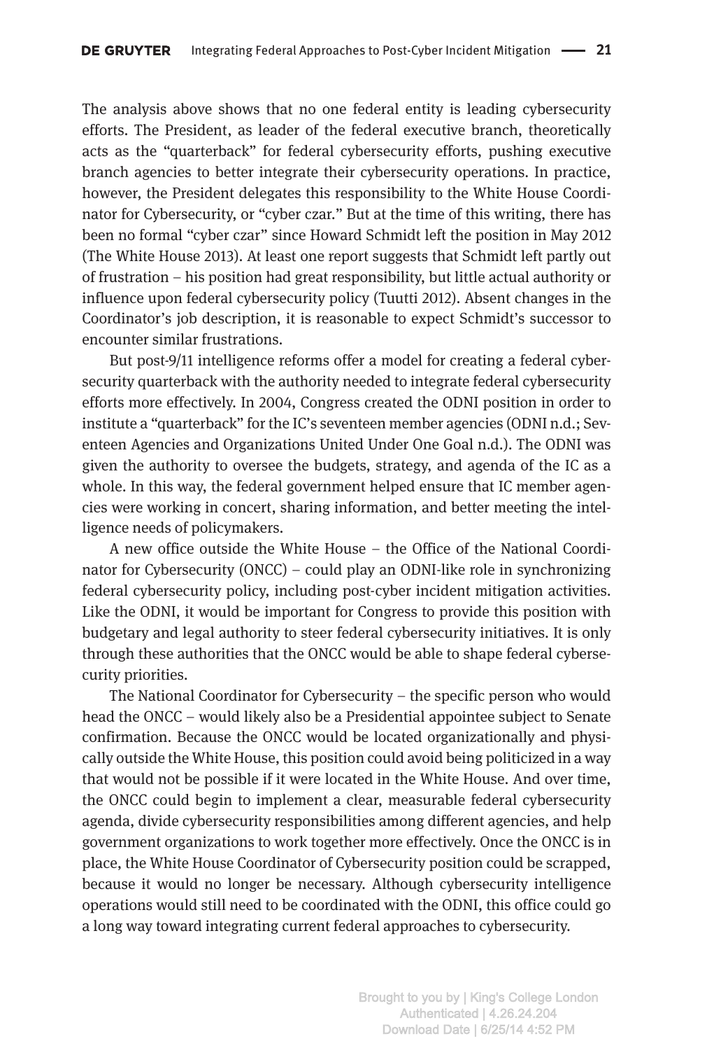The analysis above shows that no one federal entity is leading cybersecurity efforts. The President, as leader of the federal executive branch, theoretically acts as the "quarterback" for federal cybersecurity efforts, pushing executive branch agencies to better integrate their cybersecurity operations. In practice, however, the President delegates this responsibility to the White House Coordinator for Cybersecurity, or "cyber czar." But at the time of this writing, there has been no formal "cyber czar" since Howard Schmidt left the position in May 2012 (The White House 2013). At least one report suggests that Schmidt left partly out of frustration – his position had great responsibility, but little actual authority or influence upon federal cybersecurity policy (Tuutti 2012). Absent changes in the Coordinator's job description, it is reasonable to expect Schmidt's successor to encounter similar frustrations.

But post-9/11 intelligence reforms offer a model for creating a federal cybersecurity quarterback with the authority needed to integrate federal cybersecurity efforts more effectively. In 2004, Congress created the ODNI position in order to institute a "quarterback" for the IC's seventeen member agencies (ODNI n.d.; Seventeen Agencies and Organizations United Under One Goal n.d.). The ODNI was given the authority to oversee the budgets, strategy, and agenda of the IC as a whole. In this way, the federal government helped ensure that IC member agencies were working in concert, sharing information, and better meeting the intelligence needs of policymakers.

A new office outside the White House – the Office of the National Coordinator for Cybersecurity (ONCC) – could play an ODNI-like role in synchronizing federal cybersecurity policy, including post-cyber incident mitigation activities. Like the ODNI, it would be important for Congress to provide this position with budgetary and legal authority to steer federal cybersecurity initiatives. It is only through these authorities that the ONCC would be able to shape federal cybersecurity priorities.

The National Coordinator for Cybersecurity – the specific person who would head the ONCC – would likely also be a Presidential appointee subject to Senate confirmation. Because the ONCC would be located organizationally and physically outside the White House, this position could avoid being politicized in a way that would not be possible if it were located in the White House. And over time, the ONCC could begin to implement a clear, measurable federal cybersecurity agenda, divide cybersecurity responsibilities among different agencies, and help government organizations to work together more effectively. Once the ONCC is in place, the White House Coordinator of Cybersecurity position could be scrapped, because it would no longer be necessary. Although cybersecurity intelligence operations would still need to be coordinated with the ODNI, this office could go a long way toward integrating current federal approaches to cybersecurity.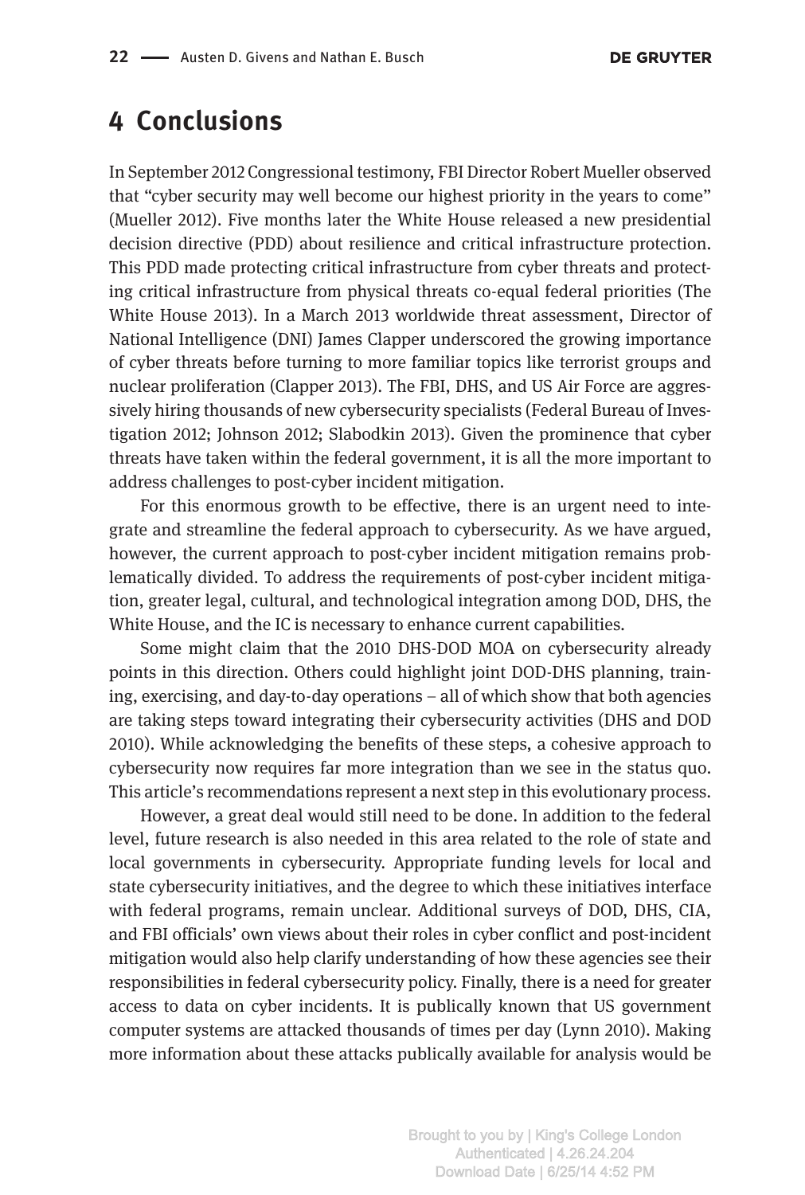# 4 Conclusions

In September 2012 Congressional testimony, FBI Director Robert Mueller observed that "cyber security may well become our highest priority in the years to come" (Mueller 2012). Five months later the White House released a new presidential decision directive (PDD) about resilience and critical infrastructure protection. This PDD made protecting critical infrastructure from cyber threats and protecting critical infrastructure from physical threats co-equal federal priorities (The White House 2013). In a March 2013 worldwide threat assessment, Director of National Intelligence (DNI) James Clapper underscored the growing importance of cyber threats before turning to more familiar topics like terrorist groups and nuclear proliferation (Clapper 2013). The FBI, DHS, and US Air Force are aggressively hiring thousands of new cybersecurity specialists (Federal Bureau of Investigation 2012; Johnson 2012; Slabodkin 2013). Given the prominence that cyber threats have taken within the federal government, it is all the more important to address challenges to post-cyber incident mitigation.

For this enormous growth to be effective, there is an urgent need to integrate and streamline the federal approach to cybersecurity. As we have argued, however, the current approach to post-cyber incident mitigation remains problematically divided. To address the requirements of post-cyber incident mitigation, greater legal, cultural, and technological integration among DOD, DHS, the White House, and the IC is necessary to enhance current capabilities.

Some might claim that the 2010 DHS-DOD MOA on cybersecurity already points in this direction. Others could highlight joint DOD-DHS planning, training, exercising, and day-to-day operations – all of which show that both agencies are taking steps toward integrating their cybersecurity activities (DHS and DOD 2010). While acknowledging the benefits of these steps, a cohesive approach to cybersecurity now requires far more integration than we see in the status quo. This article's recommendations represent a next step in this evolutionary process.

However, a great deal would still need to be done. In addition to the federal level, future research is also needed in this area related to the role of state and local governments in cybersecurity. Appropriate funding levels for local and state cybersecurity initiatives, and the degree to which these initiatives interface with federal programs, remain unclear. Additional surveys of DOD, DHS, CIA, and FBI officials' own views about their roles in cyber conflict and post-incident mitigation would also help clarify understanding of how these agencies see their responsibilities in federal cybersecurity policy. Finally, there is a need for greater access to data on cyber incidents. It is publically known that US government computer systems are attacked thousands of times per day (Lynn 2010). Making more information about these attacks publically available for analysis would be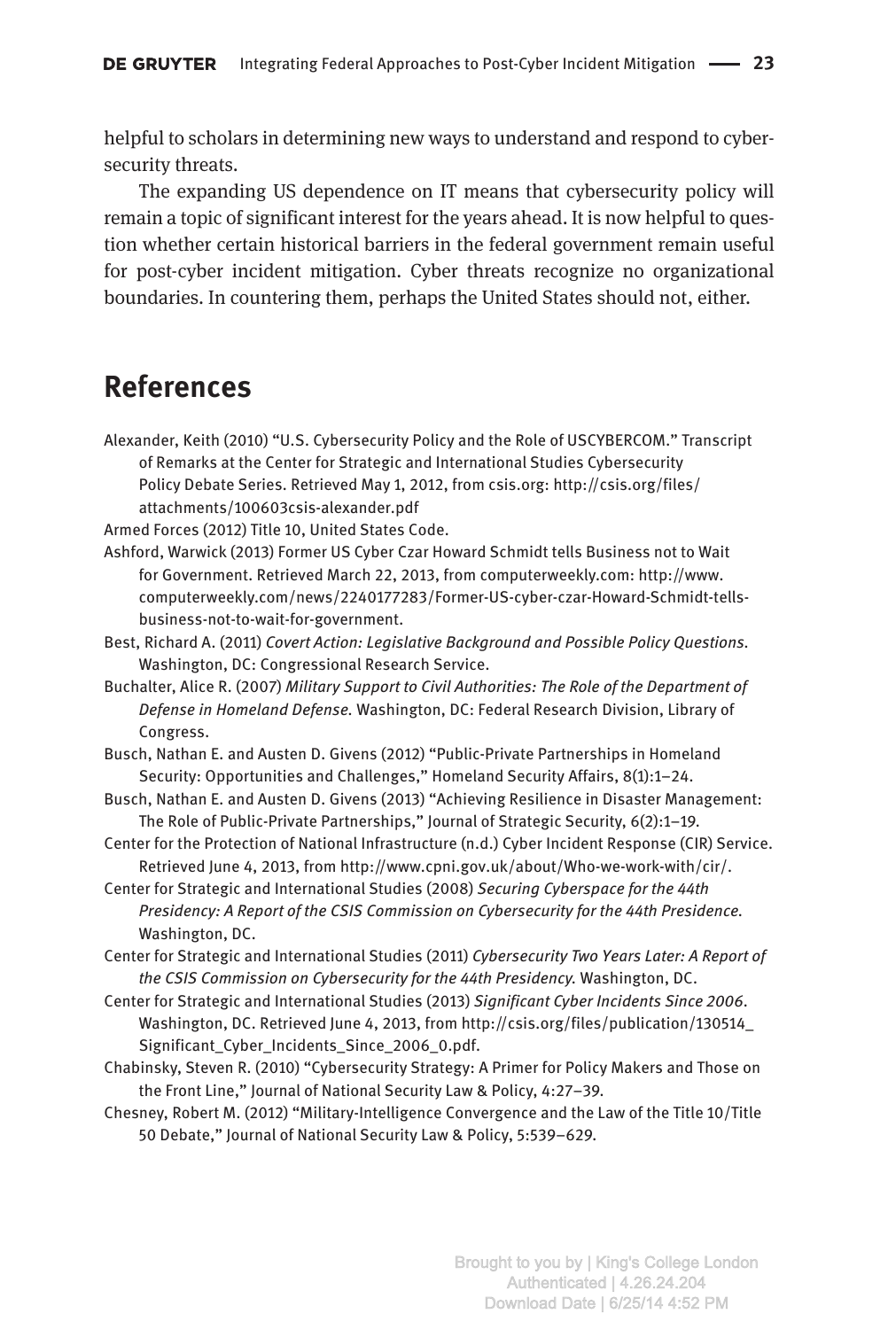helpful to scholars in determining new ways to understand and respond to cybersecurity threats.

The expanding US dependence on IT means that cybersecurity policy will remain a topic of significant interest for the years ahead. It is now helpful to question whether certain historical barriers in the federal government remain useful for post-cyber incident mitigation. Cyber threats recognize no organizational boundaries. In countering them, perhaps the United States should not, either.

## References

Alexander, Keith (2010) "U.S. Cybersecurity Policy and the Role of USCYBERCOM." Transcript of Remarks at the Center for Strategic and International Studies Cybersecurity Policy Debate Series. Retrieved May 1, 2012, from csis.org: http://csis.org/files/attachments/100603csis-alexander.pdf

Armed Forces (2012) Title 10, United States Code.

Ashford, Warwick (2013) Former US Cyber Czar Howard Schmidt tells Business not to Wait for Government. Retrieved March 22, 2013, from computerweekly.com: http://www.computerweekly.com/news/2240177283/Former-US-cyber-czar-Howard-Schmidt-tells-business-not-to-wait-for-government.

Best, Richard A. (2011) *Covert Action: Legislative Background and Possible Policy Questions.* Washington, DC: Congressional Research Service.

Buchalter, Alice R. (2007) *Military Support to Civil Authorities: The Role of the Department of Defense in Homeland Defense.* Washington, DC: Federal Research Division, Library of Congress.

Busch, Nathan E. and Austen D. Givens (2012) "Public-Private Partnerships in Homeland Security: Opportunities and Challenges," Homeland Security Affairs, 8(1):1–24.

Busch, Nathan E. and Austen D. Givens (2013) "Achieving Resilience in Disaster Management: The Role of Public-Private Partnerships," Journal of Strategic Security, 6(2):1–19.

Center for the Protection of National Infrastructure (n.d.) Cyber Incident Response (CIR) Service. Retrieved June 4, 2013, from http://www.cpni.gov.uk/about/Who-we-work-with/cir/.

Center for Strategic and International Studies (2008) *Securing Cyberspace for the 44th Presidency: A Report of the CSIS Commission on Cybersecurity for the 44th Presidence.* Washington, DC.

Center for Strategic and International Studies (2011) *Cybersecurity Two Years Later: A Report of the CSIS Commission on Cybersecurity for the 44th Presidency.* Washington, DC.

Center for Strategic and International Studies (2013) *Significant Cyber Incidents Since 2006*. Washington, DC. Retrieved June 4, 2013, from http://csis.org/files/publication/130514_Significant_Cyber_Incidents_Since_2006_0.pdf.

Chabinsky, Steven R. (2010) "Cybersecurity Strategy: A Primer for Policy Makers and Those on the Front Line," Journal of National Security Law & Policy, 4:27–39.

Chesney, Robert M. (2012) "Military-Intelligence Convergence and the Law of the Title 10/Title 50 Debate," Journal of National Security Law & Policy, 5:539–629.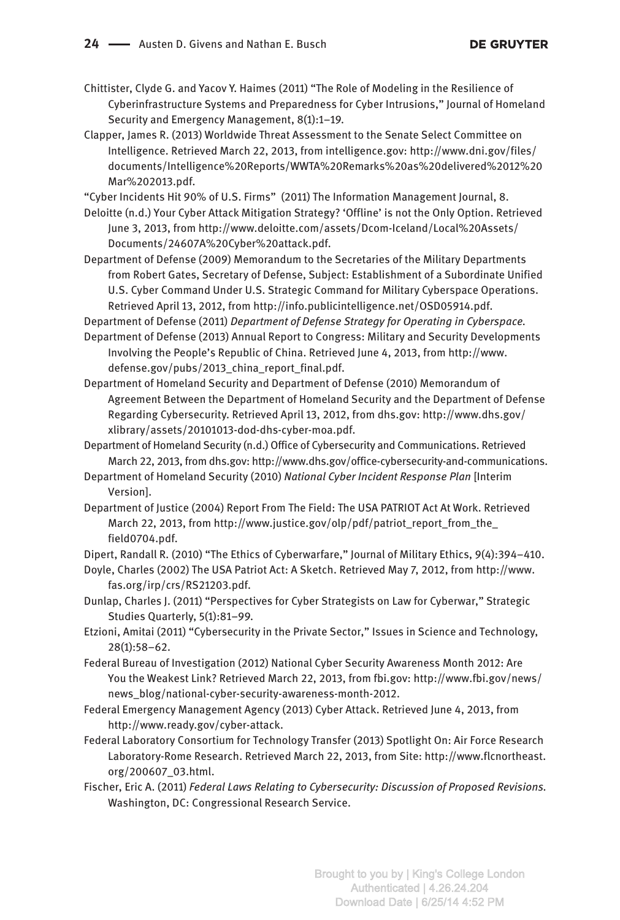Chittister, Clyde G. and Yacov Y. Haimes (2011) "The Role of Modeling in the Resilience of Cyberinfrastructure Systems and Preparedness for Cyber Intrusions," Journal of Homeland Security and Emergency Management, 8(1):1–19.

Clapper, James R. (2013) Worldwide Threat Assessment to the Senate Select Committee on Intelligence. Retrieved March 22, 2013, from intelligence.gov: http://www.dni.gov/files/documents/Intelligence%20Reports/WWTA%20Remarks%20as%20delivered%2012%20Mar%202013.pdf.

"Cyber Incidents Hit 90% of U.S. Firms" (2011) The Information Management Journal, 8.

Deloitte (n.d.) Your Cyber Attack Mitigation Strategy? 'Offline' is not the Only Option. Retrieved June 3, 2013, from http://www.deloitte.com/assets/Dcom-Iceland/Local%20Assets/Documents/24607A%20Cyber%20attack.pdf.

Department of Defense (2009) Memorandum to the Secretaries of the Military Departments from Robert Gates, Secretary of Defense, Subject: Establishment of a Subordinate Unified U.S. Cyber Command Under U.S. Strategic Command for Military Cyberspace Operations. Retrieved April 13, 2012, from http://info.publicintelligence.net/OSD05914.pdf.

Department of Defense (2011) *Department of Defense Strategy for Operating in Cyberspace*.

Department of Defense (2013) Annual Report to Congress: Military and Security Developments Involving the People's Republic of China. Retrieved June 4, 2013, from http://www.defense.gov/pubs/2013_china_report_final.pdf.

Department of Homeland Security and Department of Defense (2010) Memorandum of Agreement Between the Department of Homeland Security and the Department of Defense Regarding Cybersecurity. Retrieved April 13, 2012, from dhs.gov: http://www.dhs.gov/xlibrary/assets/20101013-dod-dhs-cyber-moa.pdf.

Department of Homeland Security (n.d.) Office of Cybersecurity and Communications. Retrieved March 22, 2013, from dhs.gov: http://www.dhs.gov/office-cybersecurity-and-communications.

Department of Homeland Security (2010) *National Cyber Incident Response Plan* [Interim Version].

Department of Justice (2004) Report From The Field: The USA PATRIOT Act At Work. Retrieved March 22, 2013, from http://www.justice.gov/olp/pdf/patriot_report_from_the_field0704.pdf.

Dipert, Randall R. (2010) "The Ethics of Cyberwarfare," Journal of Military Ethics, 9(4):394–410.

Doyle, Charles (2002) The USA Patriot Act: A Sketch. Retrieved May 7, 2012, from http://www.fas.org/irp/crs/RS21203.pdf.

Dunlap, Charles J. (2011) "Perspectives for Cyber Strategists on Law for Cyberwar," Strategic Studies Quarterly, 5(1):81–99.

Etzioni, Amitai (2011) "Cybersecurity in the Private Sector," Issues in Science and Technology, 28(1):58–62.

Federal Bureau of Investigation (2012) National Cyber Security Awareness Month 2012: Are You the Weakest Link? Retrieved March 22, 2013, from fbi.gov: http://www.fbi.gov/news/news_blog/national-cyber-security-awareness-month-2012.

Federal Emergency Management Agency (2013) Cyber Attack. Retrieved June 4, 2013, from http://www.ready.gov/cyber-attack.

Federal Laboratory Consortium for Technology Transfer (2013) Spotlight On: Air Force Research Laboratory-Rome Research. Retrieved March 22, 2013, from Site: http://www.flcnortheast.org/200607_03.html.

Fischer, Eric A. (2011) *Federal Laws Relating to Cybersecurity: Discussion of Proposed Revisions*. Washington, DC: Congressional Research Service.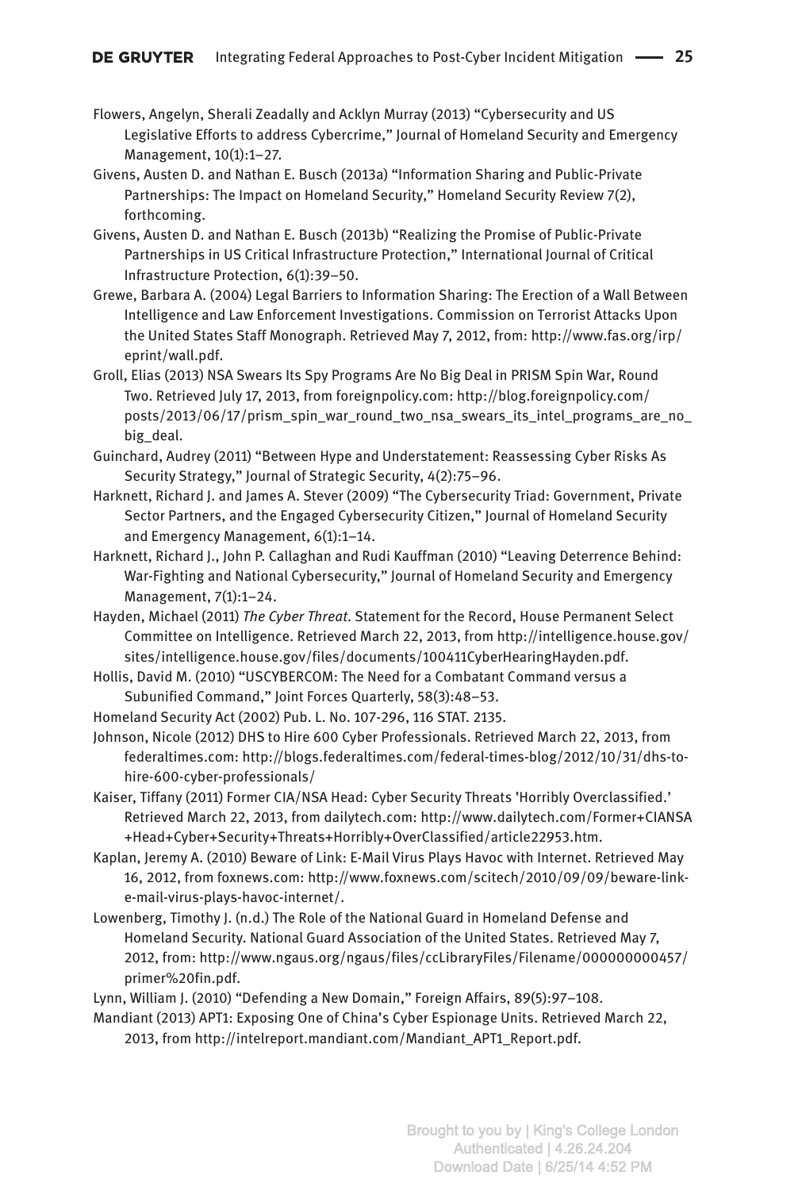Flowers, Angelyn, Sherali Zeadally and Acklyn Murray (2013) "Cybersecurity and US Legislative Efforts to address Cybercrime," Journal of Homeland Security and Emergency Management, 10(1):1–27.

Givens, Austen D. and Nathan E. Busch (2013a) "Information Sharing and Public-Private Partnerships: The Impact on Homeland Security," Homeland Security Review 7(2), forthcoming.

Givens, Austen D. and Nathan E. Busch (2013b) "Realizing the Promise of Public-Private Partnerships in US Critical Infrastructure Protection," International Journal of Critical Infrastructure Protection, 6(1):39–50.

Grewe, Barbara A. (2004) Legal Barriers to Information Sharing: The Erection of a Wall Between Intelligence and Law Enforcement Investigations. Commission on Terrorist Attacks Upon the United States Staff Monograph. Retrieved May 7, 2012, from: http://www.fas.org/irp/eprint/wall.pdf.

Groll, Elias (2013) NSA Swears Its Spy Programs Are No Big Deal in PRISM Spin War, Round Two. Retrieved July 17, 2013, from foreignpolicy.com: http://blog.foreignpolicy.com/posts/2013/06/17/prism_spin_war_round_two_nsa_swears_its_intel_programs_are_no_big_deal.

Guinchard, Audrey (2011) "Between Hype and Understatement: Reassessing Cyber Risks As Security Strategy," Journal of Strategic Security, 4(2):75–96.

Harknett, Richard J. and James A. Stever (2009) "The Cybersecurity Triad: Government, Private Sector Partners, and the Engaged Cybersecurity Citizen," Journal of Homeland Security and Emergency Management, 6(1):1–14.

Harknett, Richard J., John P. Callaghan and Rudi Kauffman (2010) "Leaving Deterrence Behind: War-Fighting and National Cybersecurity," Journal of Homeland Security and Emergency Management, 7(1):1–24.

Hayden, Michael (2011) *The Cyber Threat*. Statement for the Record, House Permanent Select Committee on Intelligence. Retrieved March 22, 2013, from http://intelligence.house.gov/sites/intelligence.house.gov/files/documents/100411CyberHearingHayden.pdf.

Hollis, David M. (2010) "USCYBERCOM: The Need for a Combatant Command versus a Subunified Command," Joint Forces Quarterly, 58(3):48–53.

Homeland Security Act (2002) Pub. L. No. 107-296, 116 STAT. 2135.

Johnson, Nicole (2012) DHS to Hire 600 Cyber Professionals. Retrieved March 22, 2013, from federaltimes.com: http://blogs.federaltimes.com/federal-times-blog/2012/10/31/dhs-to-hire-600-cyber-professionals/

Kaiser, Tiffany (2011) Former CIA/NSA Head: Cyber Security Threats 'Horribly Overclassified.' Retrieved March 22, 2013, from dailytech.com: http://www.dailytech.com/Former+CIANSA+Head+Cyber+Security+Threats+Horribly+OverClassified/article22953.htm.

Kaplan, Jeremy A. (2010) Beware of Link: E-Mail Virus Plays Havoc with Internet. Retrieved May 16, 2012, from foxnews.com: http://www.foxnews.com/scitech/2010/09/09/beware-link-e-mail-virus-plays-havoc-internet/.

Lowenberg, Timothy J. (n.d.) The Role of the National Guard in Homeland Defense and Homeland Security. National Guard Association of the United States. Retrieved May 7, 2012, from: http://www.ngaus.org/ngaus/files/ccLibraryFiles/Filename/000000000457/primer%20fin.pdf.

Lynn, William J. (2010) "Defending a New Domain," Foreign Affairs, 89(5):97–108.

Mandiant (2013) APT1: Exposing One of China's Cyber Espionage Units. Retrieved March 22, 2013, from http://intelreport.mandiant.com/Mandiant_APT1_Report.pdf.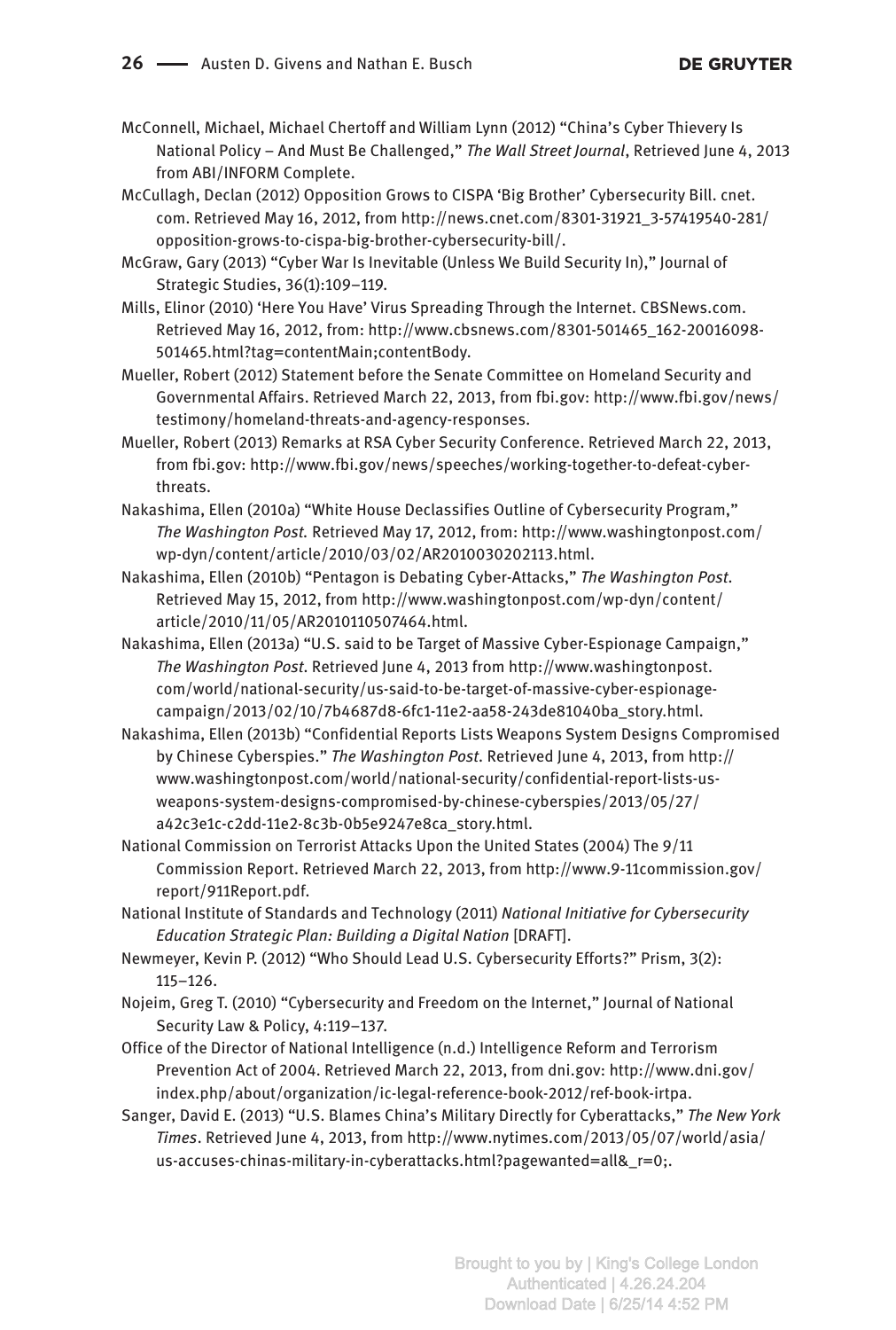McConnell, Michael, Michael Chertoff and William Lynn (2012) "China's Cyber Thievery Is National Policy – And Must Be Challenged," *The Wall Street Journal*, Retrieved June 4, 2013 from ABI/INFORM Complete.

McCullagh, Declan (2012) Opposition Grows to CISPA 'Big Brother' Cybersecurity Bill. cnet.com. Retrieved May 16, 2012, from http://news.cnet.com/8301-31921_3-57419540-281/opposition-grows-to-cispa-big-brother-cybersecurity-bill/.

McGraw, Gary (2013) "Cyber War Is Inevitable (Unless We Build Security In)," Journal of Strategic Studies, 36(1):109–119.

Mills, Elinor (2010) 'Here You Have' Virus Spreading Through the Internet. CBSNews.com. Retrieved May 16, 2012, from: http://www.cbsnews.com/8301-501465_162-20016098-501465.html?tag=contentMain;contentBody.

Mueller, Robert (2012) Statement before the Senate Committee on Homeland Security and Governmental Affairs. Retrieved March 22, 2013, from fbi.gov: http://www.fbi.gov/news/testimony/homeland-threats-and-agency-responses.

Mueller, Robert (2013) Remarks at RSA Cyber Security Conference. Retrieved March 22, 2013, from fbi.gov: http://www.fbi.gov/news/speeches/working-together-to-defeat-cyber-threats.

Nakashima, Ellen (2010a) "White House Declassifies Outline of Cybersecurity Program," *The Washington Post.* Retrieved May 17, 2012, from: http://www.washingtonpost.com/wp-dyn/content/article/2010/03/02/AR2010030202113.html.

Nakashima, Ellen (2010b) "Pentagon is Debating Cyber-Attacks," *The Washington Post*. Retrieved May 15, 2012, from http://www.washingtonpost.com/wp-dyn/content/article/2010/11/05/AR2010110507464.html.

Nakashima, Ellen (2013a) "U.S. said to be Target of Massive Cyber-Espionage Campaign," *The Washington Post*. Retrieved June 4, 2013 from http://www.washingtonpost.com/world/national-security/us-said-to-be-target-of-massive-cyber-espionage-campaign/2013/02/10/7b4687d8-6fc1-11e2-aa58-243de81040ba_story.html.

Nakashima, Ellen (2013b) "Confidential Reports Lists Weapons System Designs Compromised by Chinese Cyberspies." *The Washington Post*. Retrieved June 4, 2013, from http://www.washingtonpost.com/world/national-security/confidential-report-lists-us-weapons-system-designs-compromised-by-chinese-cyberspies/2013/05/27/a42c3e1c-c2dd-11e2-8c3b-0b5e9247e8ca_story.html.

National Commission on Terrorist Attacks Upon the United States (2004) The 9/11 Commission Report. Retrieved March 22, 2013, from http://www.9-11commission.gov/report/911Report.pdf.

National Institute of Standards and Technology (2011) *National Initiative for Cybersecurity Education Strategic Plan: Building a Digital Nation* [DRAFT].

Newmeyer, Kevin P. (2012) "Who Should Lead U.S. Cybersecurity Efforts?" Prism, 3(2): 115–126.

Nojeim, Greg T. (2010) "Cybersecurity and Freedom on the Internet," Journal of National Security Law & Policy, 4:119–137.

Office of the Director of National Intelligence (n.d.) Intelligence Reform and Terrorism Prevention Act of 2004. Retrieved March 22, 2013, from dni.gov: http://www.dni.gov/index.php/about/organization/ic-legal-reference-book-2012/ref-book-irtpa.

Sanger, David E. (2013) "U.S. Blames China's Military Directly for Cyberattacks," *The New York Times*. Retrieved June 4, 2013, from http://www.nytimes.com/2013/05/07/world/asia/us-accuses-chinas-military-in-cyberattacks.html?pagewanted=all&_r=0;.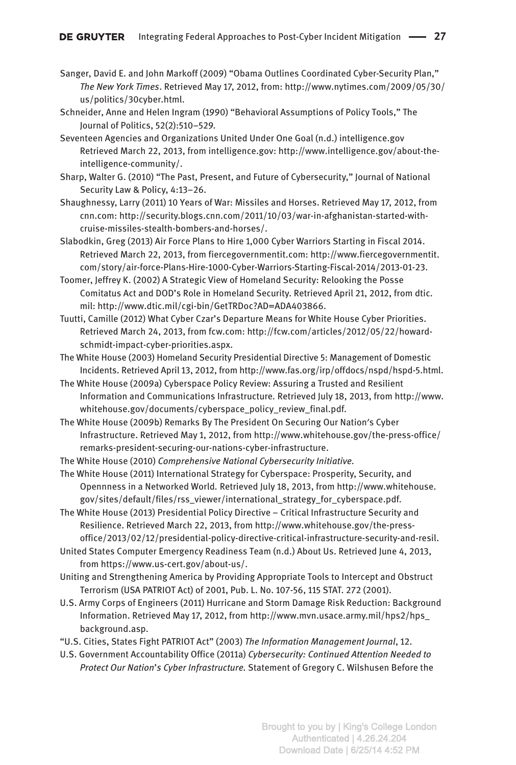Sanger, David E. and John Markoff (2009) "Obama Outlines Coordinated Cyber-Security Plan," *The New York Times*. Retrieved May 17, 2012, from: http://www.nytimes.com/2009/05/30/us/politics/30cyber.html.

Schneider, Anne and Helen Ingram (1990) "Behavioral Assumptions of Policy Tools," The Journal of Politics, 52(2):510–529.

Seventeen Agencies and Organizations United Under One Goal (n.d.) intelligence.gov Retrieved March 22, 2013, from intelligence.gov: http://www.intelligence.gov/about-the-intelligence-community/.

Sharp, Walter G. (2010) "The Past, Present, and Future of Cybersecurity," Journal of National Security Law & Policy, 4:13–26.

Shaughnessy, Larry (2011) 10 Years of War: Missiles and Horses. Retrieved May 17, 2012, from cnn.com: http://security.blogs.cnn.com/2011/10/03/war-in-afghanistan-started-with-cruise-missiles-stealth-bombers-and-horses/.

Slabodkin, Greg (2013) Air Force Plans to Hire 1,000 Cyber Warriors Starting in Fiscal 2014. Retrieved March 22, 2013, from fiercegovernmentit.com: http://www.fiercegovernmentit.com/story/air-force-Plans-Hire-1000-Cyber-Warriors-Starting-Fiscal-2014/2013-01-23.

Toomer, Jeffrey K. (2002) A Strategic View of Homeland Security: Relooking the Posse Comitatus Act and DOD's Role in Homeland Security. Retrieved April 21, 2012, from dtic.mil: http://www.dtic.mil/cgi-bin/GetTRDoc?AD=ADA403866.

Tuutti, Camille (2012) What Cyber Czar's Departure Means for White House Cyber Priorities. Retrieved March 24, 2013, from fcw.com: http://fcw.com/articles/2012/05/22/howard-schmidt-impact-cyber-priorities.aspx.

The White House (2003) Homeland Security Presidential Directive 5: Management of Domestic Incidents. Retrieved April 13, 2012, from http://www.fas.org/irp/offdocs/nspd/hspd-5.html.

The White House (2009a) Cyberspace Policy Review: Assuring a Trusted and Resilient Information and Communications Infrastructure. Retrieved July 18, 2013, from http://www.whitehouse.gov/documents/cyberspace_policy_review_final.pdf.

The White House (2009b) Remarks By The President On Securing Our Nation's Cyber Infrastructure. Retrieved May 1, 2012, from http://www.whitehouse.gov/the-press-office/remarks-president-securing-our-nations-cyber-infrastructure.

The White House (2010) *Comprehensive National Cybersecurity Initiative*.

The White House (2011) International Strategy for Cyberspace: Prosperity, Security, and Opennness in a Networked World. Retrieved July 18, 2013, from http://www.whitehouse.gov/sites/default/files/rss_viewer/international_strategy_for_cyberspace.pdf.

The White House (2013) Presidential Policy Directive – Critical Infrastructure Security and Resilience. Retrieved March 22, 2013, from http://www.whitehouse.gov/the-press-office/2013/02/12/presidential-policy-directive-critical-infrastructure-security-and-resil.

United States Computer Emergency Readiness Team (n.d.) About Us. Retrieved June 4, 2013, from https://www.us-cert.gov/about-us/.

Uniting and Strengthening America by Providing Appropriate Tools to Intercept and Obstruct Terrorism (USA PATRIOT Act) of 2001, Pub. L. No. 107-56, 115 STAT. 272 (2001).

U.S. Army Corps of Engineers (2011) Hurricane and Storm Damage Risk Reduction: Background Information. Retrieved May 17, 2012, from http://www.mvn.usace.army.mil/hps2/hps_background.asp.

"U.S. Cities, States Fight PATRIOT Act" (2003) *The Information Management Journal*, 12.

U.S. Government Accountability Office (2011a) *Cybersecurity: Continued Attention Needed to Protect Our Nation's Cyber Infrastructure.* Statement of Gregory C. Wilshusen Before the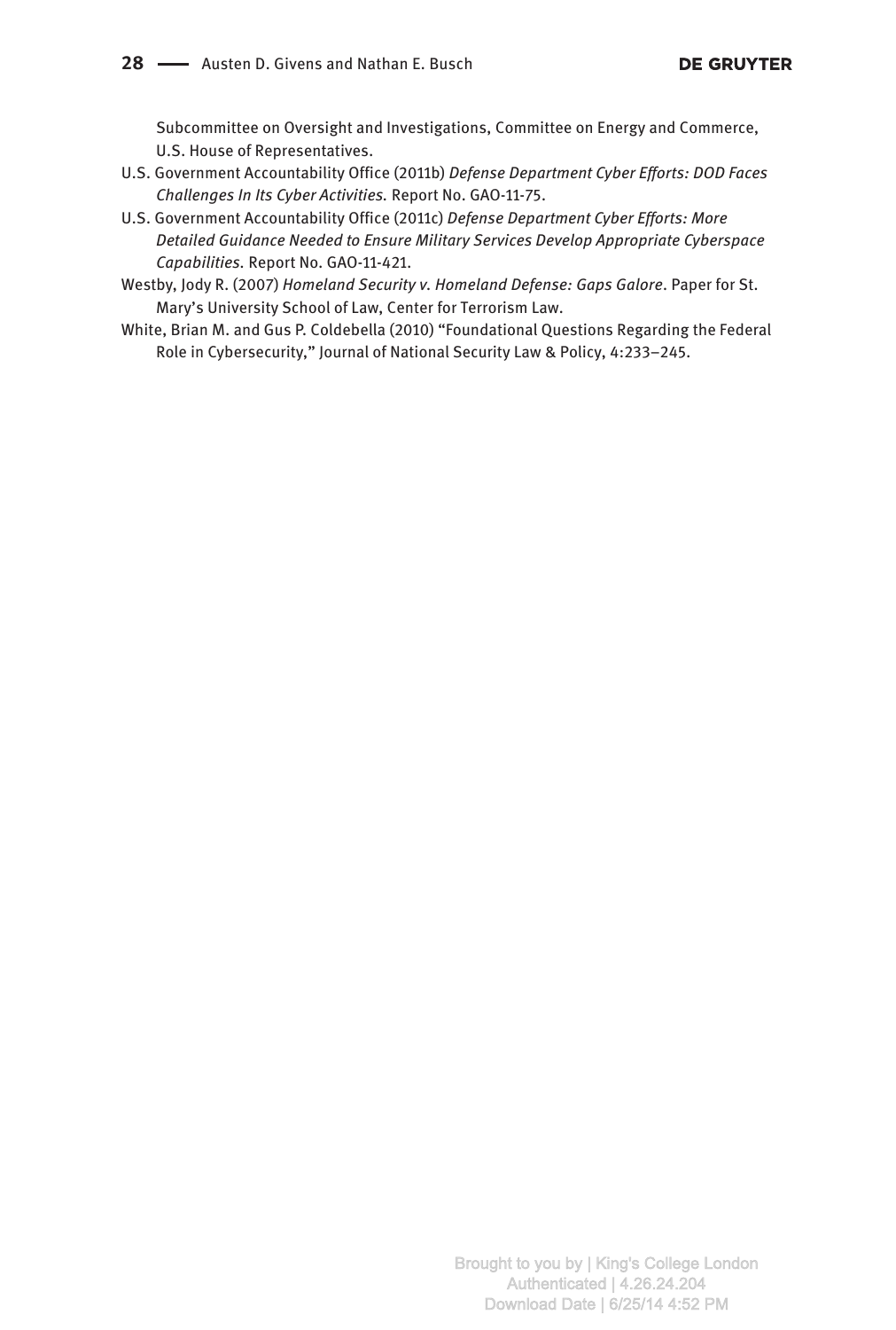Subcommittee on Oversight and Investigations, Committee on Energy and Commerce, U.S. House of Representatives.

U.S. Government Accountability Office (2011b) *Defense Department Cyber Efforts: DOD Faces Challenges In Its Cyber Activities.* Report No. GAO-11-75.

U.S. Government Accountability Office (2011c) *Defense Department Cyber Efforts: More Detailed Guidance Needed to Ensure Military Services Develop Appropriate Cyberspace Capabilities.* Report No. GAO-11-421.

Westby, Jody R. (2007) *Homeland Security v. Homeland Defense: Gaps Galore*. Paper for St. Mary's University School of Law, Center for Terrorism Law.

White, Brian M. and Gus P. Coldebella (2010) "Foundational Questions Regarding the Federal Role in Cybersecurity," Journal of National Security Law & Policy, 4:233–245.